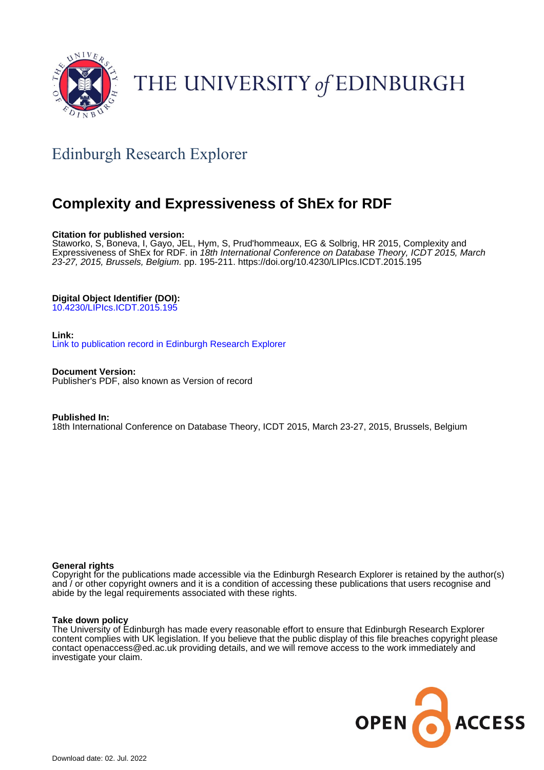THE UNIVERSITY of EDINBURGH

## Edinburgh Research Explorer

# Complexity and Expressiveness of ShEx for RDF

**Citation for published version:**
Staworko, S, Boneva, I, Gayo, JEL, Hym, S, Prud'hommeaux, EG & Solbrig, HR 2015, Complexity and Expressiveness of ShEx for RDF. in *18th International Conference on Database Theory, ICDT 2015, March 23-27, 2015, Brussels, Belgium.* pp. 195-211. https://doi.org/10.4230/LIPIcs.ICDT.2015.195

**Digital Object Identifier (DOI):**
10.4230/LIPIcs.ICDT.2015.195

**Link:**
Link to publication record in Edinburgh Research Explorer

**Document Version:**
Publisher's PDF, also known as Version of record

**Published In:**
18th International Conference on Database Theory, ICDT 2015, March 23-27, 2015, Brussels, Belgium

**General rights**
Copyright for the publications made accessible via the Edinburgh Research Explorer is retained by the author(s) and / or other copyright owners and it is a condition of accessing these publications that users recognise and abide by the legal requirements associated with these rights.

**Take down policy**
The University of Edinburgh has made every reasonable effort to ensure that Edinburgh Research Explorer content complies with UK legislation. If you believe that the public display of this file breaches copyright please contact openaccess@ed.ac.uk providing details, and we will remove access to the work immediately and investigate your claim.

OPEN ACCESS

Download date: 02. Jul. 2022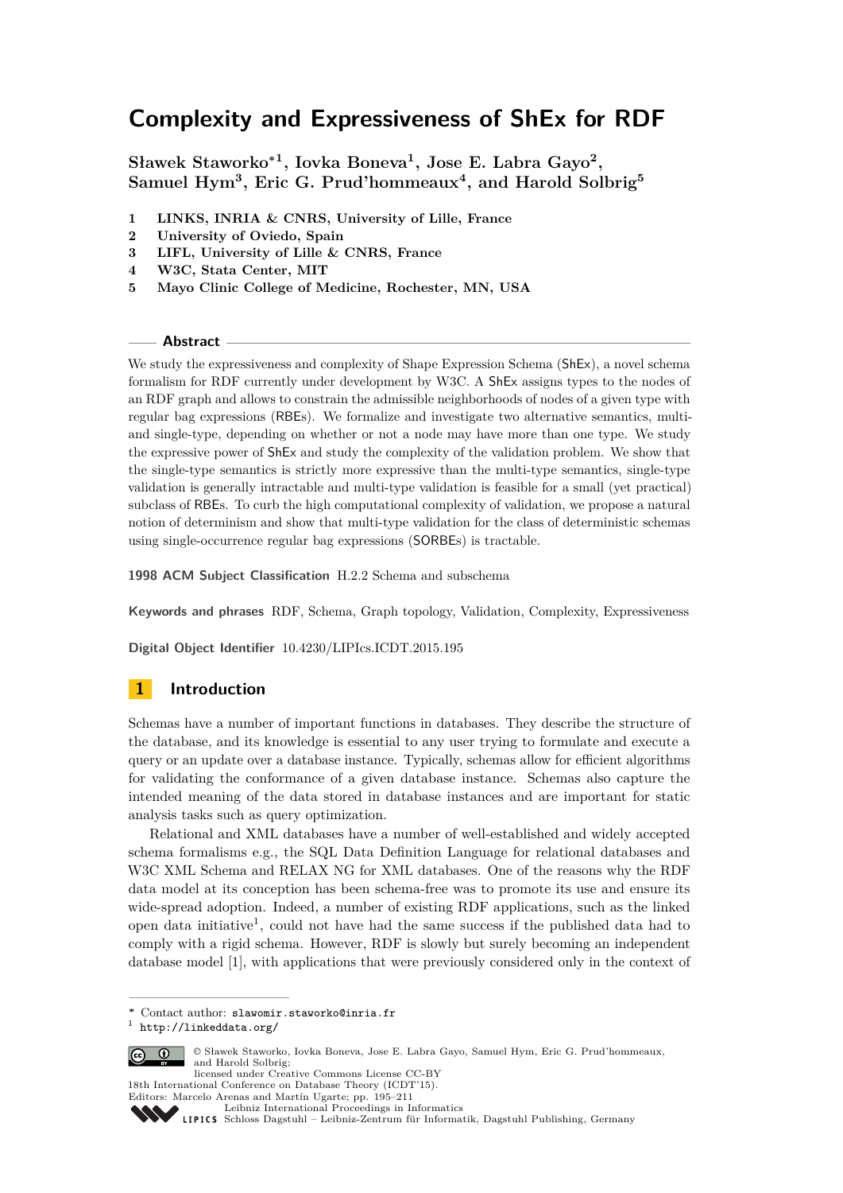# Complexity and Expressiveness of ShEx for RDF

**Sławek Staworko*[1], Iovka Boneva[1], Jose E. Labra Gayo[2], Samuel Hym[3], Eric G. Prud'hommeaux[4], and Harold Solbrig[5]**

1. **LINKS, INRIA & CNRS, University of Lille, France**
2. **University of Oviedo, Spain**
3. **LIFL, University of Lille & CNRS, France**
4. **W3C, Stata Center, MIT**
5. **Mayo Clinic College of Medicine, Rochester, MN, USA**

---

**Abstract**

We study the expressiveness and complexity of Shape Expression Schema (ShEx), a novel schema formalism for RDF currently under development by W3C. A ShEx assigns types to the nodes of an RDF graph and allows to constrain the admissible neighborhoods of nodes of a given type with regular bag expressions (RBEs). We formalize and investigate two alternative semantics, multi- and single-type, depending on whether or not a node may have more than one type. We study the expressive power of ShEx and study the complexity of the validation problem. We show that the single-type semantics is strictly more expressive than the multi-type semantics, single-type validation is generally intractable and multi-type validation is feasible for a small (yet practical) subclass of RBEs. To curb the high computational complexity of validation, we propose a natural notion of determinism and show that multi-type validation for the class of deterministic schemas using single-occurrence regular bag expressions (SORBEs) is tractable.

**1998 ACM Subject Classification** H.2.2 Schema and subschema

**Keywords and phrases** RDF, Schema, Graph topology, Validation, Complexity, Expressiveness

**Digital Object Identifier** 10.4230/LIPIcs.ICDT.2015.195

## 1 Introduction

Schemas have a number of important functions in databases. They describe the structure of the database, and its knowledge is essential to any user trying to formulate and execute a query or an update over a database instance. Typically, schemas allow for efficient algorithms for validating the conformance of a given database instance. Schemas also capture the intended meaning of the data stored in database instances and are important for static analysis tasks such as query optimization.

Relational and XML databases have a number of well-established and widely accepted schema formalisms e.g., the SQL Data Definition Language for relational databases and W3C XML Schema and RELAX NG for XML databases. One of the reasons why the RDF data model at its conception has been schema-free was to promote its use and ensure its wide-spread adoption. Indeed, a number of existing RDF applications, such as the linked open data initiative[1], could not have had the same success if the published data had to comply with a rigid schema. However, RDF is slowly but surely becoming an independent database model [1], with applications that were previously considered only in the context of

---

* Contact author: slawomir.staworko@inria.fr

[1] http://linkeddata.org/

© Sławek Staworko, Iovka Boneva, Jose E. Labra Gayo, Samuel Hym, Eric G. Prud'hommeaux, and Harold Solbrig;
licensed under Creative Commons License CC-BY
18th International Conference on Database Theory (ICDT'15).
Editors: Marcelo Arenas and Martín Ugarte; pp. 195–211
Leibniz International Proceedings in Informatics
Schloss Dagstuhl – Leibniz-Zentrum für Informatik, Dagstuhl Publishing, Germany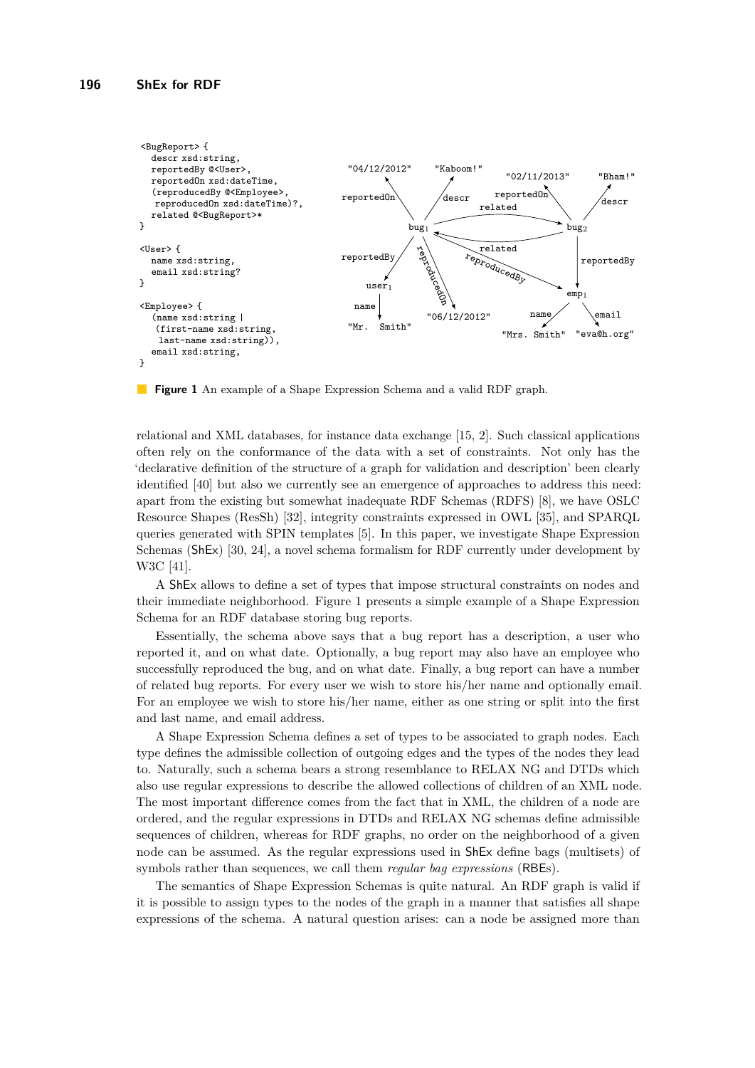```
<BugReport> {
  descr xsd:string,
  reportedBy @<User>,
  reportedOn xsd:dateTime,
  (reproducedBy @<Employee>,
   reproducedOn xsd:dateTime)?,
  related @<BugReport>*
}

<User> {
  name xsd:string,
  email xsd:string?
}

<Employee> {
  (name xsd:string |
   (first-name xsd:string,
    last-name xsd:string)),
  email xsd:string,
}
```

**Figure 1** An example of a Shape Expression Schema and a valid RDF graph.

relational and XML databases, for instance data exchange [15, 2]. Such classical applications often rely on the conformance of the data with a set of constraints. Not only has the 'declarative definition of the structure of a graph for validation and description' been clearly identified [40] but also we currently see an emergence of approaches to address this need: apart from the existing but somewhat inadequate RDF Schemas (RDFS) [8], we have OSLC Resource Shapes (ResSh) [32], integrity constraints expressed in OWL [35], and SPARQL queries generated with SPIN templates [5]. In this paper, we investigate Shape Expression Schemas (ShEx) [30, 24], a novel schema formalism for RDF currently under development by W3C [41].

A ShEx allows to define a set of types that impose structural constraints on nodes and their immediate neighborhood. Figure 1 presents a simple example of a Shape Expression Schema for an RDF database storing bug reports.

Essentially, the schema above says that a bug report has a description, a user who reported it, and on what date. Optionally, a bug report may also have an employee who successfully reproduced the bug, and on what date. Finally, a bug report can have a number of related bug reports. For every user we wish to store his/her name and optionally email. For an employee we wish to store his/her name, either as one string or split into the first and last name, and email address.

A Shape Expression Schema defines a set of types to be associated to graph nodes. Each type defines the admissible collection of outgoing edges and the types of the nodes they lead to. Naturally, such a schema bears a strong resemblance to RELAX NG and DTDs which also use regular expressions to describe the allowed collections of children of an XML node. The most important difference comes from the fact that in XML, the children of a node are ordered, and the regular expressions in DTDs and RELAX NG schemas define admissible sequences of children, whereas for RDF graphs, no order on the neighborhood of a given node can be assumed. As the regular expressions used in ShEx define bags (multisets) of symbols rather than sequences, we call them *regular bag expressions* (RBEs).

The semantics of Shape Expression Schemas is quite natural. An RDF graph is valid if it is possible to assign types to the nodes of the graph in a manner that satisfies all shape expressions of the schema. A natural question arises: can a node be assigned more than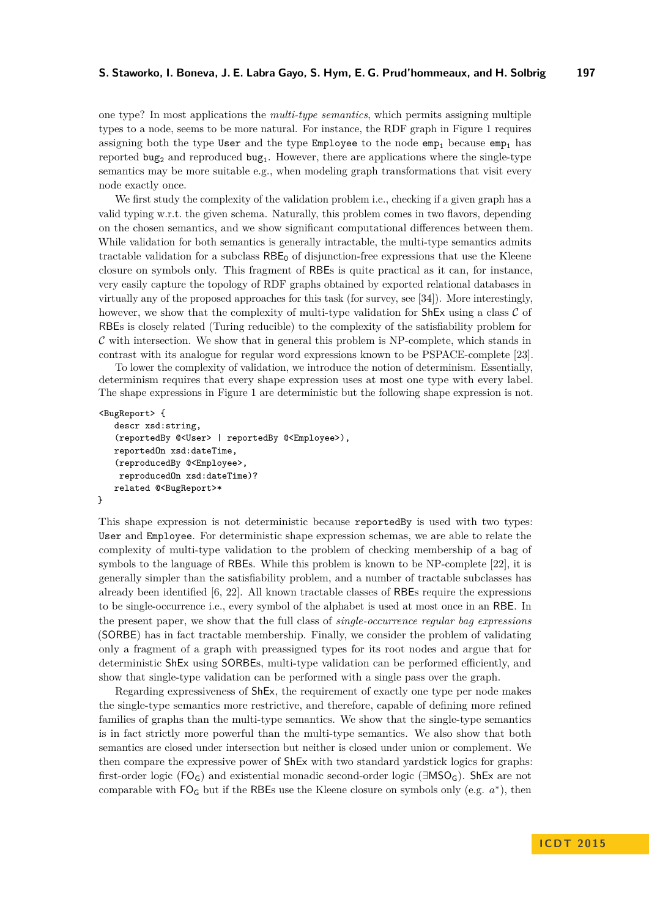one type? In most applications the *multi-type semantics*, which permits assigning multiple types to a node, seems to be more natural. For instance, the RDF graph in Figure 1 requires assigning both the type User and the type Employee to the node $\mathtt{emp}_1$ because $\mathtt{emp}_1$ has reported $\mathtt{bug}_2$ and reproduced $\mathtt{bug}_1$. However, there are applications where the single-type semantics may be more suitable e.g., when modeling graph transformations that visit every node exactly once.

We first study the complexity of the validation problem i.e., checking if a given graph has a valid typing w.r.t. the given schema. Naturally, this problem comes in two flavors, depending on the chosen semantics, and we show significant computational differences between them. While validation for both semantics is generally intractable, the multi-type semantics admits tractable validation for a subclass $\mathsf{RBE}_0$ of disjunction-free expressions that use the Kleene closure on symbols only. This fragment of RBEs is quite practical as it can, for instance, very easily capture the topology of RDF graphs obtained by exported relational databases in virtually any of the proposed approaches for this task (for survey, see [34]). More interestingly, however, we show that the complexity of multi-type validation for ShEx using a class $\mathcal{C}$ of RBEs is closely related (Turing reducible) to the complexity of the satisfiability problem for $\mathcal{C}$ with intersection. We show that in general this problem is NP-complete, which stands in contrast with its analogue for regular word expressions known to be PSPACE-complete [23].

To lower the complexity of validation, we introduce the notion of determinism. Essentially, determinism requires that every shape expression uses at most one type with every label. The shape expressions in Figure 1 are deterministic but the following shape expression is not.

```
<BugReport> {
   descr xsd:string,
   (reportedBy @<User> | reportedBy @<Employee>),
   reportedOn xsd:dateTime,
   (reproducedBy @<Employee>,
    reproducedOn xsd:dateTime)?
   related @<BugReport>*
}
```

This shape expression is not deterministic because reportedBy is used with two types: User and Employee. For deterministic shape expression schemas, we are able to relate the complexity of multi-type validation to the problem of checking membership of a bag of symbols to the language of RBEs. While this problem is known to be NP-complete [22], it is generally simpler than the satisfiability problem, and a number of tractable subclasses has already been identified [6, 22]. All known tractable classes of RBEs require the expressions to be single-occurrence i.e., every symbol of the alphabet is used at most once in an RBE. In the present paper, we show that the full class of *single-occurrence regular bag expressions* (SORBE) has in fact tractable membership. Finally, we consider the problem of validating only a fragment of a graph with preassigned types for its root nodes and argue that for deterministic ShEx using SORBEs, multi-type validation can be performed efficiently, and show that single-type validation can be performed with a single pass over the graph.

Regarding expressiveness of ShEx, the requirement of exactly one type per node makes the single-type semantics more restrictive, and therefore, capable of defining more refined families of graphs than the multi-type semantics. We show that the single-type semantics is in fact strictly more powerful than the multi-type semantics. We also show that both semantics are closed under intersection but neither is closed under union or complement. We then compare the expressive power of ShEx with two standard yardstick logics for graphs: first-order logic ($\mathsf{FO}_\mathsf{G}$) and existential monadic second-order logic ($\exists\mathsf{MSO}_\mathsf{G}$). ShEx are not comparable with $\mathsf{FO}_\mathsf{G}$ but if the RBEs use the Kleene closure on symbols only (e.g. $a^*$), then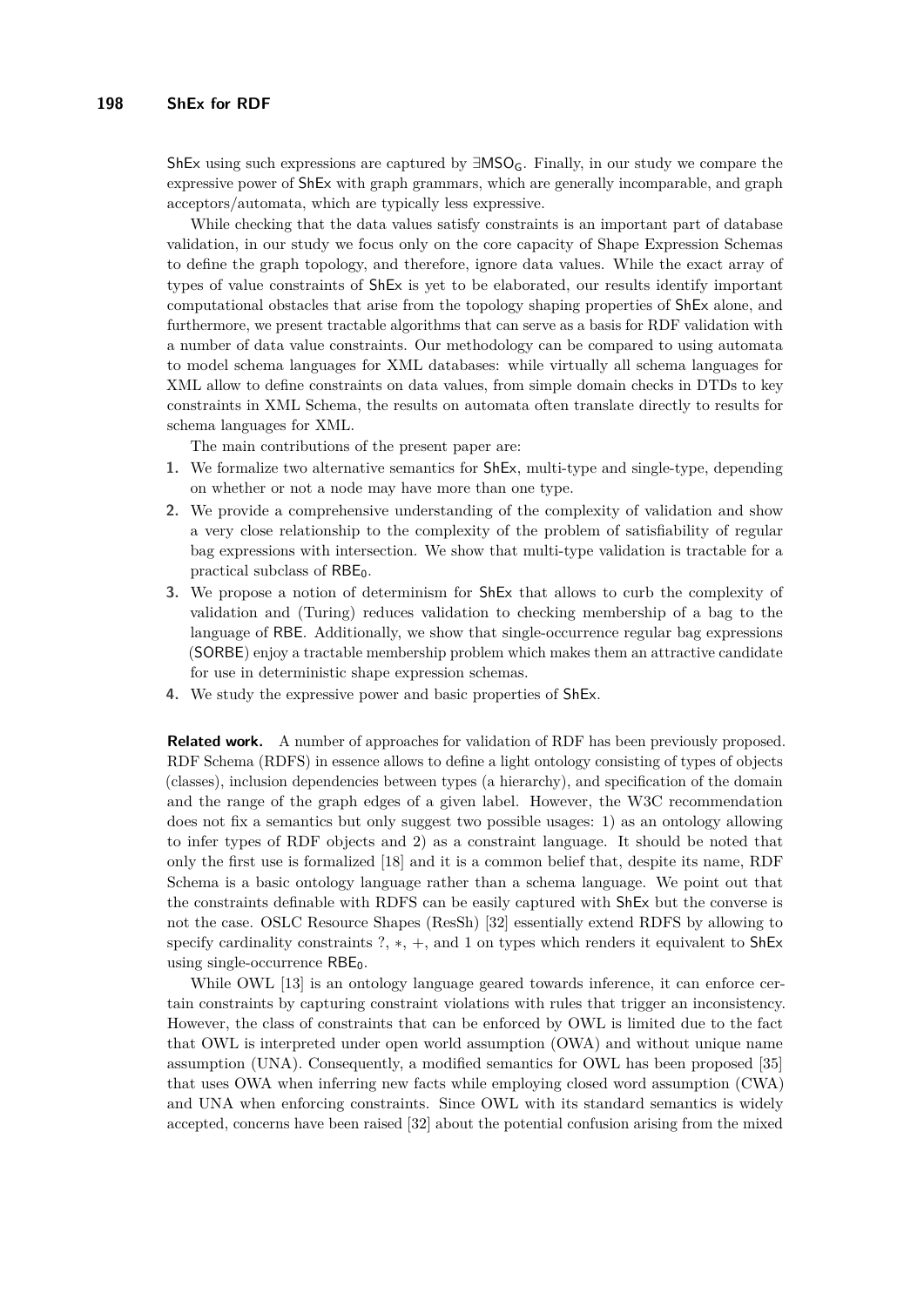ShEx using such expressions are captured by $\exists\mathsf{MSO_G}$. Finally, in our study we compare the expressive power of ShEx with graph grammars, which are generally incomparable, and graph acceptors/automata, which are typically less expressive.

While checking that the data values satisfy constraints is an important part of database validation, in our study we focus only on the core capacity of Shape Expression Schemas to define the graph topology, and therefore, ignore data values. While the exact array of types of value constraints of ShEx is yet to be elaborated, our results identify important computational obstacles that arise from the topology shaping properties of ShEx alone, and furthermore, we present tractable algorithms that can serve as a basis for RDF validation with a number of data value constraints. Our methodology can be compared to using automata to model schema languages for XML databases: while virtually all schema languages for XML allow to define constraints on data values, from simple domain checks in DTDs to key constraints in XML Schema, the results on automata often translate directly to results for schema languages for XML.

The main contributions of the present paper are:

1. We formalize two alternative semantics for ShEx, multi-type and single-type, depending on whether or not a node may have more than one type.
2. We provide a comprehensive understanding of the complexity of validation and show a very close relationship to the complexity of the problem of satisfiability of regular bag expressions with intersection. We show that multi-type validation is tractable for a practical subclass of $\mathsf{RBE_0}$.
3. We propose a notion of determinism for ShEx that allows to curb the complexity of validation and (Turing) reduces validation to checking membership of a bag to the language of RBE. Additionally, we show that single-occurrence regular bag expressions (SORBE) enjoy a tractable membership problem which makes them an attractive candidate for use in deterministic shape expression schemas.
4. We study the expressive power and basic properties of ShEx.

**Related work.** A number of approaches for validation of RDF has been previously proposed. RDF Schema (RDFS) in essence allows to define a light ontology consisting of types of objects (classes), inclusion dependencies between types (a hierarchy), and specification of the domain and the range of the graph edges of a given label. However, the W3C recommendation does not fix a semantics but only suggest two possible usages: 1) as an ontology allowing to infer types of RDF objects and 2) as a constraint language. It should be noted that only the first use is formalized [18] and it is a common belief that, despite its name, RDF Schema is a basic ontology language rather than a schema language. We point out that the constraints definable with RDFS can be easily captured with ShEx but the converse is not the case. OSLC Resource Shapes (ResSh) [32] essentially extend RDFS by allowing to specify cardinality constraints $?$, $*$, $+$, and $1$ on types which renders it equivalent to ShEx using single-occurrence $\mathsf{RBE_0}$.

While OWL [13] is an ontology language geared towards inference, it can enforce certain constraints by capturing constraint violations with rules that trigger an inconsistency. However, the class of constraints that can be enforced by OWL is limited due to the fact that OWL is interpreted under open world assumption (OWA) and without unique name assumption (UNA). Consequently, a modified semantics for OWL has been proposed [35] that uses OWA when inferring new facts while employing closed word assumption (CWA) and UNA when enforcing constraints. Since OWL with its standard semantics is widely accepted, concerns have been raised [32] about the potential confusion arising from the mixed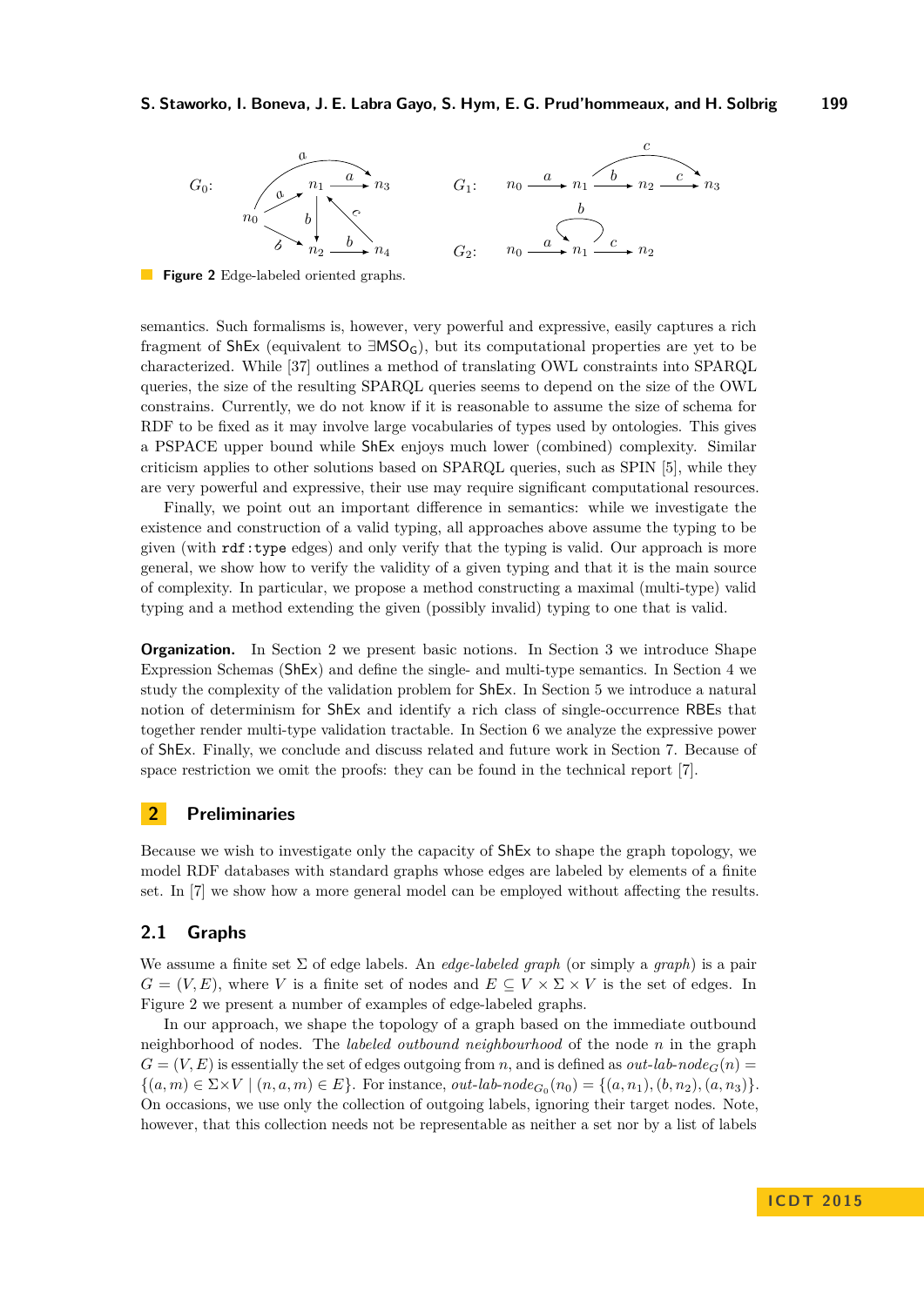**Figure 2** Edge-labeled oriented graphs.

semantics. Such formalisms is, however, very powerful and expressive, easily captures a rich fragment of ShEx (equivalent to $\exists\mathsf{MSO}_\mathsf{G}$), but its computational properties are yet to be characterized. While [37] outlines a method of translating OWL constraints into SPARQL queries, the size of the resulting SPARQL queries seems to depend on the size of the OWL constrains. Currently, we do not know if it is reasonable to assume the size of schema for RDF to be fixed as it may involve large vocabularies of types used by ontologies. This gives a PSPACE upper bound while ShEx enjoys much lower (combined) complexity. Similar criticism applies to other solutions based on SPARQL queries, such as SPIN [5], while they are very powerful and expressive, their use may require significant computational resources.

Finally, we point out an important difference in semantics: while we investigate the existence and construction of a valid typing, all approaches above assume the typing to be given (with `rdf:type` edges) and only verify that the typing is valid. Our approach is more general, we show how to verify the validity of a given typing and that it is the main source of complexity. In particular, we propose a method constructing a maximal (multi-type) valid typing and a method extending the given (possibly invalid) typing to one that is valid.

**Organization.** In Section 2 we present basic notions. In Section 3 we introduce Shape Expression Schemas (ShEx) and define the single- and multi-type semantics. In Section 4 we study the complexity of the validation problem for ShEx. In Section 5 we introduce a natural notion of determinism for ShEx and identify a rich class of single-occurrence RBEs that together render multi-type validation tractable. In Section 6 we analyze the expressive power of ShEx. Finally, we conclude and discuss related and future work in Section 7. Because of space restriction we omit the proofs: they can be found in the technical report [7].

## 2 Preliminaries

Because we wish to investigate only the capacity of ShEx to shape the graph topology, we model RDF databases with standard graphs whose edges are labeled by elements of a finite set. In [7] we show how a more general model can be employed without affecting the results.

### 2.1 Graphs

We assume a finite set $\Sigma$ of edge labels. An *edge-labeled graph* (or simply a *graph*) is a pair $G = (V, E)$, where $V$ is a finite set of nodes and $E \subseteq V \times \Sigma \times V$ is the set of edges. In Figure 2 we present a number of examples of edge-labeled graphs.

In our approach, we shape the topology of a graph based on the immediate outbound neighborhood of nodes. The *labeled outbound neighbourhood* of the node $n$ in the graph $G = (V, E)$ is essentially the set of edges outgoing from $n$, and is defined as $\mathit{out\text{-}lab\text{-}node}_G(n) = \{(a, m) \in \Sigma\times V \mid (n, a, m) \in E\}$. For instance, $\mathit{out\text{-}lab\text{-}node}_{G_0}(n_0) = \{(a, n_1), (b, n_2), (a, n_3)\}$. On occasions, we use only the collection of outgoing labels, ignoring their target nodes. Note, however, that this collection needs not be representable as neither a set nor by a list of labels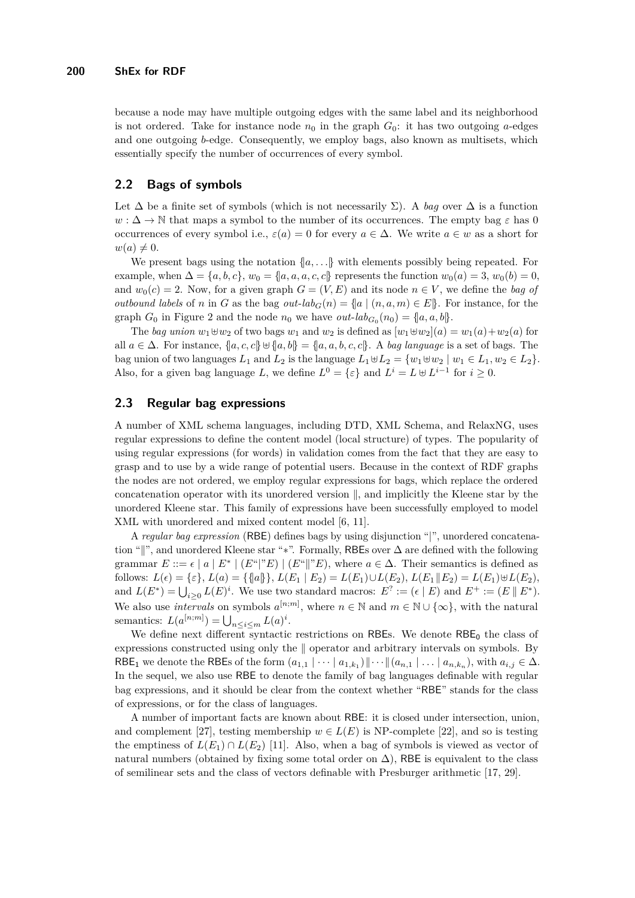because a node may have multiple outgoing edges with the same label and its neighborhood is not ordered. Take for instance node $n_0$ in the graph $G_0$: it has two outgoing $a$-edges and one outgoing $b$-edge. Consequently, we employ bags, also known as multisets, which essentially specify the number of occurrences of every symbol.

## 2.2 Bags of symbols

Let $\Delta$ be a finite set of symbols (which is not necessarily $\Sigma$). A *bag* over $\Delta$ is a function $w : \Delta \to \mathbb{N}$ that maps a symbol to the number of its occurrences. The empty bag $\varepsilon$ has 0 occurrences of every symbol i.e., $\varepsilon(a) = 0$ for every $a \in \Delta$. We write $a \in w$ as a short for $w(a) \neq 0$.

We present bags using the notation $\{\!|a, \ldots|\!\}$ with elements possibly being repeated. For example, when $\Delta = \{a, b, c\}$, $w_0 = \{\!|a, a, a, c, c|\!\}$ represents the function $w_0(a) = 3$, $w_0(b) = 0$, and $w_0(c) = 2$. Now, for a given graph $G = (V, E)$ and its node $n \in V$, we define the *bag of outbound labels* of $n$ in $G$ as the bag $\mathit{out\text{-}lab}_G(n) = \{\!|a \mid (n, a, m) \in E|\!\}$. For instance, for the graph $G_0$ in Figure 2 and the node $n_0$ we have $\mathit{out\text{-}lab}_{G_0}(n_0) = \{\!|a, a, b|\!\}$.

The *bag union* $w_1 \uplus w_2$ of two bags $w_1$ and $w_2$ is defined as $[w_1 \uplus w_2](a) = w_1(a) + w_2(a)$ for all $a \in \Delta$. For instance, $\{\!|a, c, c|\!\} \uplus \{\!|a, b|\!\} = \{\!|a, a, b, c, c|\!\}$. A *bag language* is a set of bags. The bag union of two languages $L_1$ and $L_2$ is the language $L_1 \uplus L_2 = \{w_1 \uplus w_2 \mid w_1 \in L_1, w_2 \in L_2\}$. Also, for a given bag language $L$, we define $L^0 = \{\varepsilon\}$ and $L^i = L \uplus L^{i-1}$ for $i \geq 0$.

## 2.3 Regular bag expressions

A number of XML schema languages, including DTD, XML Schema, and RelaxNG, uses regular expressions to define the content model (local structure) of types. The popularity of using regular expressions (for words) in validation comes from the fact that they are easy to grasp and to use by a wide range of potential users. Because in the context of RDF graphs the nodes are not ordered, we employ regular expressions for bags, which replace the ordered concatenation operator with its unordered version $\|$, and implicitly the Kleene star by the unordered Kleene star. This family of expressions have been successfully employed to model XML with unordered and mixed content model [6, 11].

A *regular bag expression* (RBE) defines bags by using disjunction "$|$", unordered concatenation "$\|$", and unordered Kleene star "$*$". Formally, RBEs over $\Delta$ are defined with the following grammar $E ::= \epsilon \mid a \mid E^* \mid (E \text{"}|\text{"} E) \mid (E \text{"}\|\text{"} E)$, where $a \in \Delta$. Their semantics is defined as follows: $L(\epsilon) = \{\varepsilon\}$, $L(a) = \{\{\!|a|\!\}\}$, $L(E_1 \mid E_2) = L(E_1) \cup L(E_2)$, $L(E_1 \| E_2) = L(E_1) \uplus L(E_2)$, and $L(E^*) = \bigcup_{i \geq 0} L(E)^i$. We use two standard macros: $E^? := (\epsilon \mid E)$ and $E^+ := (E \parallel E^*)$. We also use *intervals* on symbols $a^{[n;m]}$, where $n \in \mathbb{N}$ and $m \in \mathbb{N} \cup \{\infty\}$, with the natural semantics: $L(a^{[n;m]}) = \bigcup_{n \leq i \leq m} L(a)^i$.

We define next different syntactic restrictions on RBEs. We denote $\mathsf{RBE_0}$ the class of expressions constructed using only the $\|$ operator and arbitrary intervals on symbols. By $\mathsf{RBE_1}$ we denote the RBEs of the form $(a_{1,1} \mid \cdots \mid a_{1,k_1}) \| \cdots \| (a_{n,1} \mid \ldots \mid a_{n,k_n})$, with $a_{i,j} \in \Delta$. In the sequel, we also use RBE to denote the family of bag languages definable with regular bag expressions, and it should be clear from the context whether "RBE" stands for the class of expressions, or for the class of languages.

A number of important facts are known about RBE: it is closed under intersection, union, and complement [27], testing membership $w \in L(E)$ is NP-complete [22], and so is testing the emptiness of $L(E_1) \cap L(E_2)$ [11]. Also, when a bag of symbols is viewed as vector of natural numbers (obtained by fixing some total order on $\Delta$), RBE is equivalent to the class of semilinear sets and the class of vectors definable with Presburger arithmetic [17, 29].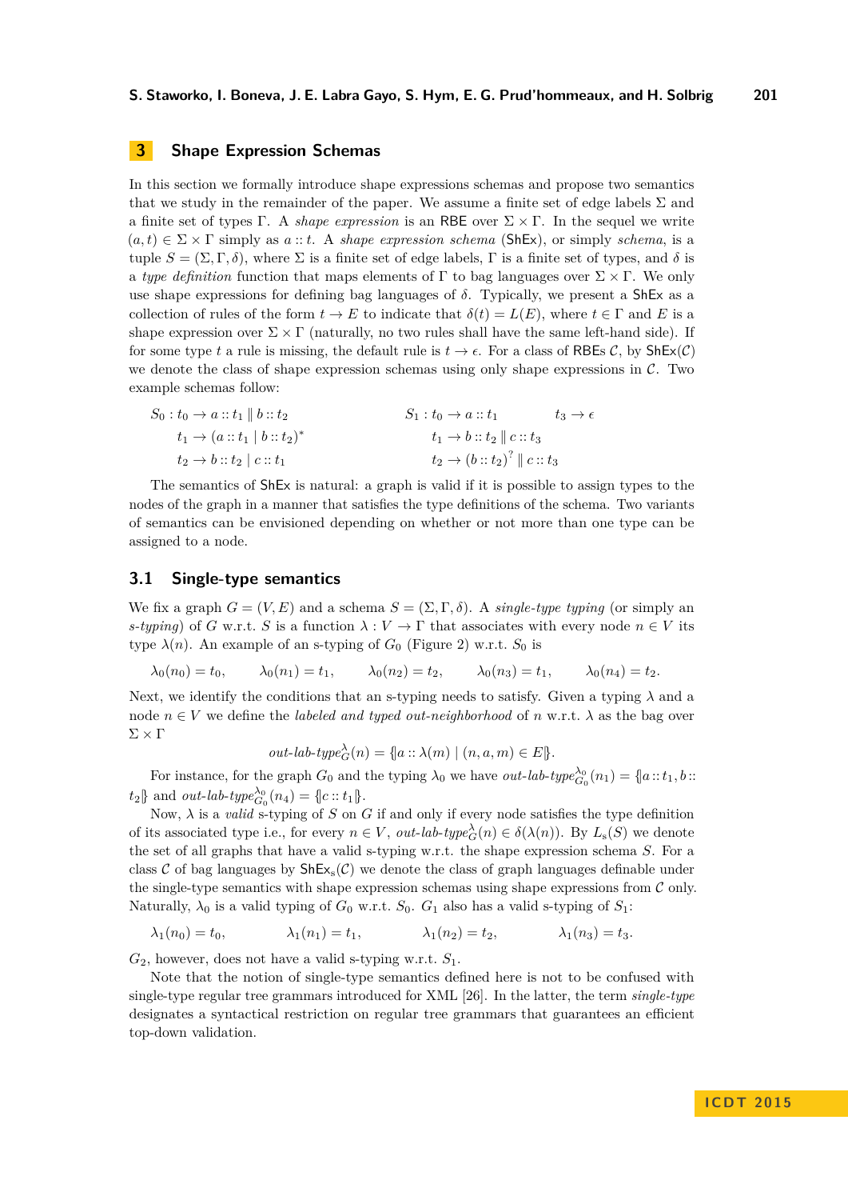## 3 Shape Expression Schemas

In this section we formally introduce shape expressions schemas and propose two semantics that we study in the remainder of the paper. We assume a finite set of edge labels $\Sigma$ and a finite set of types $\Gamma$. A *shape expression* is an RBE over $\Sigma \times \Gamma$. In the sequel we write $(a, t) \in \Sigma \times \Gamma$ simply as $a :: t$. A *shape expression schema* (ShEx), or simply *schema*, is a tuple $S = (\Sigma, \Gamma, \delta)$, where $\Sigma$ is a finite set of edge labels, $\Gamma$ is a finite set of types, and $\delta$ is a *type definition* function that maps elements of $\Gamma$ to bag languages over $\Sigma \times \Gamma$. We only use shape expressions for defining bag languages of $\delta$. Typically, we present a ShEx as a collection of rules of the form $t \to E$ to indicate that $\delta(t) = L(E)$, where $t \in \Gamma$ and $E$ is a shape expression over $\Sigma \times \Gamma$ (naturally, no two rules shall have the same left-hand side). If for some type $t$ a rule is missing, the default rule is $t \to \epsilon$. For a class of RBEs $\mathcal{C}$, by ShEx($\mathcal{C}$) we denote the class of shape expression schemas using only shape expressions in $\mathcal{C}$. Two example schemas follow:

$$
\begin{aligned}
S_0 :\ & t_0 \to a :: t_1 \parallel b :: t_2 \\
& t_1 \to (a :: t_1 \mid b :: t_2)^* \\
& t_2 \to b :: t_2 \mid c :: t_1
\end{aligned}
\qquad\qquad
\begin{aligned}
S_1 :\ & t_0 \to a :: t_1 \qquad\qquad t_3 \to \epsilon \\
& t_1 \to b :: t_2 \parallel c :: t_3 \\
& t_2 \to (b :: t_2)^? \parallel c :: t_3
\end{aligned}
$$

The semantics of ShEx is natural: a graph is valid if it is possible to assign types to the nodes of the graph in a manner that satisfies the type definitions of the schema. Two variants of semantics can be envisioned depending on whether or not more than one type can be assigned to a node.

### 3.1 Single-type semantics

We fix a graph $G = (V, E)$ and a schema $S = (\Sigma, \Gamma, \delta)$. A *single-type typing* (or simply an *s-typing*) of $G$ w.r.t. $S$ is a function $\lambda : V \to \Gamma$ that associates with every node $n \in V$ its type $\lambda(n)$. An example of an s-typing of $G_0$ (Figure 2) w.r.t. $S_0$ is

$$\lambda_0(n_0) = t_0, \qquad \lambda_0(n_1) = t_1, \qquad \lambda_0(n_2) = t_2, \qquad \lambda_0(n_3) = t_1, \qquad \lambda_0(n_4) = t_2.$$

Next, we identify the conditions that an s-typing needs to satisfy. Given a typing $\lambda$ and a node $n \in V$ we define the *labeled and typed out-neighborhood* of $n$ w.r.t. $\lambda$ as the bag over $\Sigma \times \Gamma$

$$\textit{out-lab-type}_G^{\lambda}(n) = \{\!| a :: \lambda(m) \mid (n, a, m) \in E |\!\}.$$

For instance, for the graph $G_0$ and the typing $\lambda_0$ we have $\textit{out-lab-type}_{G_0}^{\lambda_0}(n_1) = \{\!| a :: t_1, b :: t_2 |\!\}$ and $\textit{out-lab-type}_{G_0}^{\lambda_0}(n_4) = \{\!| c :: t_1 |\!\}$.

Now, $\lambda$ is a *valid* s-typing of $S$ on $G$ if and only if every node satisfies the type definition of its associated type i.e., for every $n \in V$, $\textit{out-lab-type}_G^{\lambda}(n) \in \delta(\lambda(n))$. By $L_s(S)$ we denote the set of all graphs that have a valid s-typing w.r.t. the shape expression schema $S$. For a class $\mathcal{C}$ of bag languages by $\mathsf{ShEx}_s(\mathcal{C})$ we denote the class of graph languages definable under the single-type semantics with shape expression schemas using shape expressions from $\mathcal{C}$ only. Naturally, $\lambda_0$ is a valid typing of $G_0$ w.r.t. $S_0$. $G_1$ also has a valid s-typing of $S_1$:

$$\lambda_1(n_0) = t_0, \qquad \lambda_1(n_1) = t_1, \qquad \lambda_1(n_2) = t_2, \qquad \lambda_1(n_3) = t_3.$$

$G_2$, however, does not have a valid s-typing w.r.t. $S_1$.

Note that the notion of single-type semantics defined here is not to be confused with single-type regular tree grammars introduced for XML [26]. In the latter, the term *single-type* designates a syntactical restriction on regular tree grammars that guarantees an efficient top-down validation.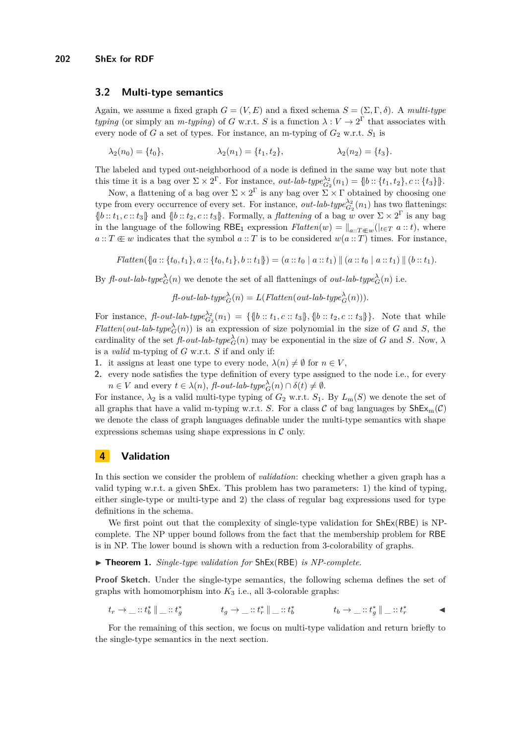## 3.2 Multi-type semantics

Again, we assume a fixed graph $G = (V, E)$ and a fixed schema $S = (\Sigma, \Gamma, \delta)$. A *multi-type typing* (or simply an *m-typing*) of $G$ w.r.t. $S$ is a function $\lambda : V \to 2^\Gamma$ that associates with every node of $G$ a set of types. For instance, an m-typing of $G_2$ w.r.t. $S_1$ is

$$\lambda_2(n_0) = \{t_0\}, \qquad \lambda_2(n_1) = \{t_1, t_2\}, \qquad \lambda_2(n_2) = \{t_3\}.$$

The labeled and typed out-neighborhood of a node is defined in the same way but note that this time it is a bag over $\Sigma \times 2^\Gamma$. For instance, $\textit{out-lab-type}_{G_2}^{\lambda_2}(n_1) = \{\!|b :: \{t_1, t_2\}, c :: \{t_3\}|\!\}$.

Now, a flattening of a bag over $\Sigma \times 2^\Gamma$ is any bag over $\Sigma \times \Gamma$ obtained by choosing one type from every occurrence of every set. For instance, $\textit{out-lab-type}_{G_2}^{\lambda_2}(n_1)$ has two flattenings: $\{\!|b :: t_1, c :: t_3|\!\}$ and $\{\!|b :: t_2, c :: t_3|\!\}$. Formally, a *flattening* of a bag $w$ over $\Sigma \times 2^\Gamma$ is any bag in the language of the following $\mathsf{RBE}_1$ expression $\textit{Flatten}(w) = \Vert_{a::T \Subset w}(|_{t \in T}\ a :: t)$, where $a :: T \Subset w$ indicates that the symbol $a :: T$ is to be considered $w(a :: T)$ times. For instance,

$$\textit{Flatten}(\{\!|a :: \{t_0, t_1\}, a :: \{t_0, t_1\}, b :: t_1|\!\}) = (a :: t_0 \mid a :: t_1) \parallel (a :: t_0 \mid a :: t_1) \parallel (b :: t_1).$$

By $\textit{fl-out-lab-type}_G^\lambda(n)$ we denote the set of all flattenings of $\textit{out-lab-type}_G^\lambda(n)$ i.e.

$$\textit{fl-out-lab-type}_G^\lambda(n) = L(\textit{Flatten}(\textit{out-lab-type}_G^\lambda(n))).$$

For instance, $\textit{fl-out-lab-type}_{G_2}^{\lambda_2}(n_1) = \{\{\!|b :: t_1, c :: t_3|\!\}, \{\!|b :: t_2, c :: t_3|\!\}\}$. Note that while $\textit{Flatten}(\textit{out-lab-type}_G^\lambda(n))$ is an expression of size polynomial in the size of $G$ and $S$, the cardinality of the set $\textit{fl-out-lab-type}_G^\lambda(n)$ may be exponential in the size of $G$ and $S$. Now, $\lambda$ is a *valid* m-typing of $G$ w.r.t. $S$ if and only if:

1. it assigns at least one type to every node, $\lambda(n) \neq \emptyset$ for $n \in V$,
2. every node satisfies the type definition of every type assigned to the node i.e., for every $n \in V$ and every $t \in \lambda(n)$, $\textit{fl-out-lab-type}_G^\lambda(n) \cap \delta(t) \neq \emptyset$.

For instance, $\lambda_2$ is a valid multi-type typing of $G_2$ w.r.t. $S_1$. By $L_\mathrm{m}(S)$ we denote the set of all graphs that have a valid m-typing w.r.t. $S$. For a class $\mathcal{C}$ of bag languages by $\mathsf{ShEx}_\mathrm{m}(\mathcal{C})$ we denote the class of graph languages definable under the multi-type semantics with shape expressions schemas using shape expressions in $\mathcal{C}$ only.

# 4 Validation

In this section we consider the problem of *validation*: checking whether a given graph has a valid typing w.r.t. a given ShEx. This problem has two parameters: 1) the kind of typing, either single-type or multi-type and 2) the class of regular bag expressions used for type definitions in the schema.

We first point out that the complexity of single-type validation for ShEx(RBE) is NP-complete. The NP upper bound follows from the fact that the membership problem for RBE is in NP. The lower bound is shown with a reduction from 3-colorability of graphs.

▶ **Theorem 1.** *Single-type validation for* ShEx(RBE) *is NP-complete.*

**Proof Sketch.** Under the single-type semantics, the following schema defines the set of graphs with homomorphism into $K_3$ i.e., all 3-colorable graphs:

$$t_r \to \_ :: t_b^* \parallel \_ :: t_g^* \qquad t_g \to \_ :: t_r^* \parallel \_ :: t_b^* \qquad t_b \to \_ :: t_g^* \parallel \_ :: t_r^*$$ ◀

For the remaining of this section, we focus on multi-type validation and return briefly to the single-type semantics in the next section.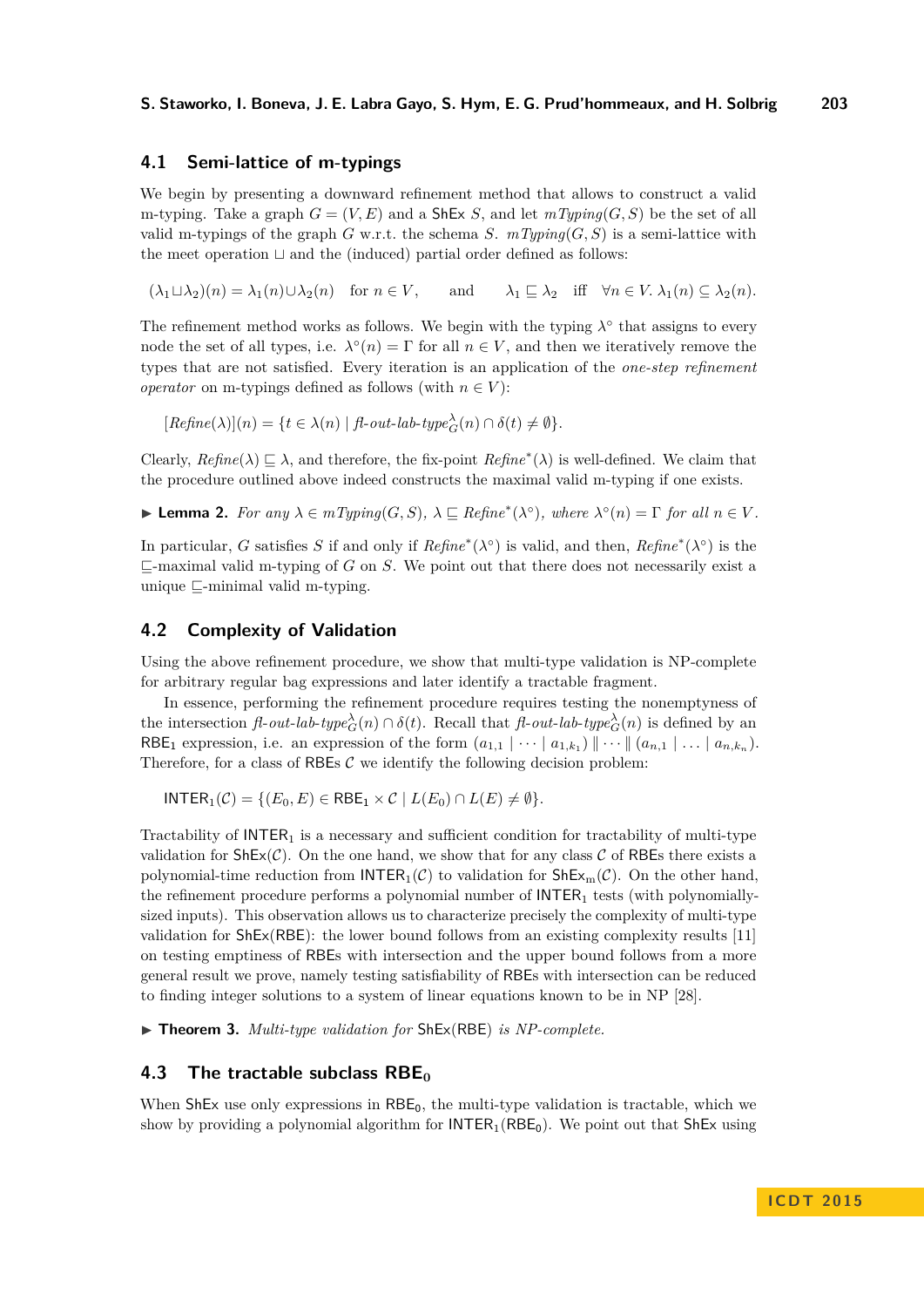### 4.1 Semi-lattice of m-typings

We begin by presenting a downward refinement method that allows to construct a valid m-typing. Take a graph $G = (V, E)$ and a ShEx $S$, and let $mTyping(G, S)$ be the set of all valid m-typings of the graph $G$ w.r.t. the schema $S$. $mTyping(G, S)$ is a semi-lattice with the meet operation $\sqcup$ and the (induced) partial order defined as follows:

$$(\lambda_1 \sqcup \lambda_2)(n) = \lambda_1(n) \cup \lambda_2(n) \quad \text{for } n \in V, \qquad \text{and} \qquad \lambda_1 \sqsubseteq \lambda_2 \quad \text{iff} \quad \forall n \in V.\ \lambda_1(n) \subseteq \lambda_2(n).$$

The refinement method works as follows. We begin with the typing $\lambda^\circ$ that assigns to every node the set of all types, i.e. $\lambda^\circ(n) = \Gamma$ for all $n \in V$, and then we iteratively remove the types that are not satisfied. Every iteration is an application of the *one-step refinement operator* on m-typings defined as follows (with $n \in V$):

$$[\mathit{Refine}(\lambda)](n) = \{t \in \lambda(n) \mid \mathit{fl\text{-}out\text{-}lab\text{-}type}_G^\lambda(n) \cap \delta(t) \neq \emptyset\}.$$

Clearly, $\mathit{Refine}(\lambda) \sqsubseteq \lambda$, and therefore, the fix-point $\mathit{Refine}^*(\lambda)$ is well-defined. We claim that the procedure outlined above indeed constructs the maximal valid m-typing if one exists.

▶ **Lemma 2.** *For any $\lambda \in mTyping(G, S)$, $\lambda \sqsubseteq \mathit{Refine}^*(\lambda^\circ)$, where $\lambda^\circ(n) = \Gamma$ for all $n \in V$.*

In particular, $G$ satisfies $S$ if and only if $\mathit{Refine}^*(\lambda^\circ)$ is valid, and then, $\mathit{Refine}^*(\lambda^\circ)$ is the $\sqsubseteq$-maximal valid m-typing of $G$ on $S$. We point out that there does not necessarily exist a unique $\sqsubseteq$-minimal valid m-typing.

### 4.2 Complexity of Validation

Using the above refinement procedure, we show that multi-type validation is NP-complete for arbitrary regular bag expressions and later identify a tractable fragment.

In essence, performing the refinement procedure requires testing the nonemptyness of the intersection $\mathit{fl\text{-}out\text{-}lab\text{-}type}_G^\lambda(n) \cap \delta(t)$. Recall that $\mathit{fl\text{-}out\text{-}lab\text{-}type}_G^\lambda(n)$ is defined by an $\mathsf{RBE}_1$ expression, i.e. an expression of the form $(a_{1,1} \mid \cdots \mid a_{1,k_1}) \parallel \cdots \parallel (a_{n,1} \mid \ldots \mid a_{n,k_n})$. Therefore, for a class of RBEs $\mathcal{C}$ we identify the following decision problem:

$$\mathsf{INTER}_1(\mathcal{C}) = \{(E_0, E) \in \mathsf{RBE}_1 \times \mathcal{C} \mid L(E_0) \cap L(E) \neq \emptyset\}.$$

Tractability of $\mathsf{INTER}_1$ is a necessary and sufficient condition for tractability of multi-type validation for $\mathsf{ShEx}(\mathcal{C})$. On the one hand, we show that for any class $\mathcal{C}$ of RBEs there exists a polynomial-time reduction from $\mathsf{INTER}_1(\mathcal{C})$ to validation for $\mathsf{ShEx}_{\mathrm{m}}(\mathcal{C})$. On the other hand, the refinement procedure performs a polynomial number of $\mathsf{INTER}_1$ tests (with polynomially-sized inputs). This observation allows us to characterize precisely the complexity of multi-type validation for ShEx(RBE): the lower bound follows from an existing complexity results [11] on testing emptiness of RBEs with intersection and the upper bound follows from a more general result we prove, namely testing satisfiability of RBEs with intersection can be reduced to finding integer solutions to a system of linear equations known to be in NP [28].

▶ **Theorem 3.** *Multi-type validation for ShEx(RBE) is NP-complete.*

### 4.3 The tractable subclass $\mathsf{RBE}_0$

When ShEx use only expressions in $\mathsf{RBE}_0$, the multi-type validation is tractable, which we show by providing a polynomial algorithm for $\mathsf{INTER}_1(\mathsf{RBE}_0)$. We point out that ShEx using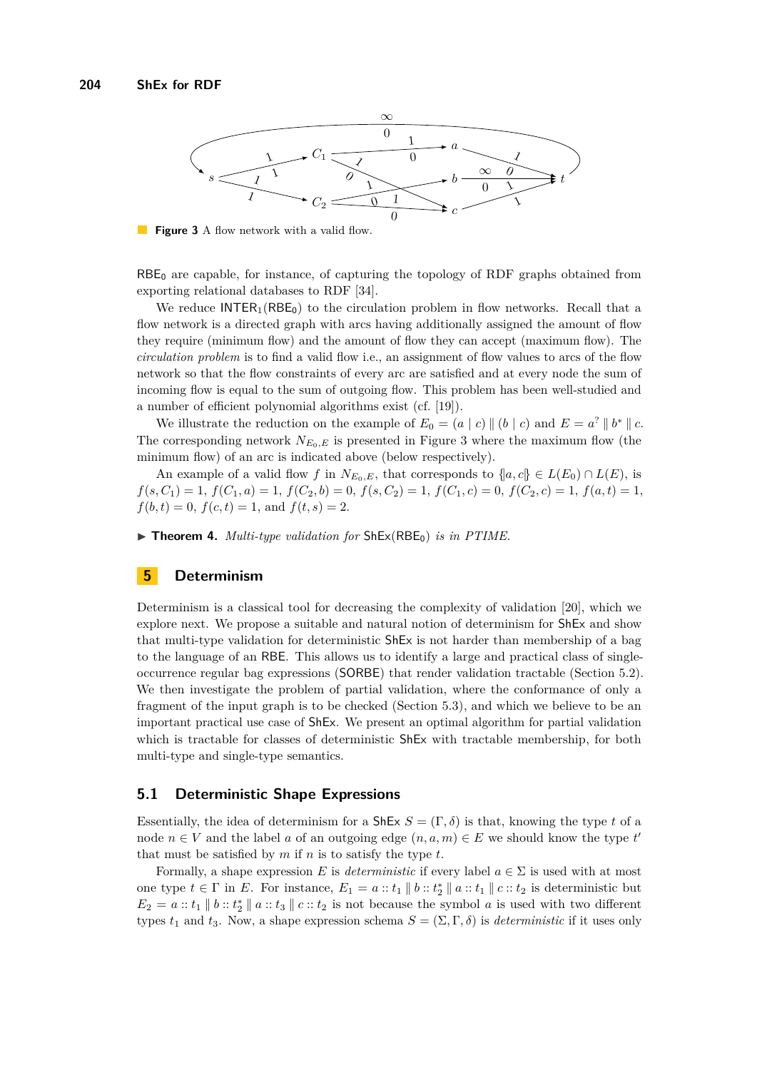Figure 3 A flow network with a valid flow.

$\mathsf{RBE}_0$ are capable, for instance, of capturing the topology of RDF graphs obtained from exporting relational databases to RDF [34].

We reduce $\mathsf{INTER}_1(\mathsf{RBE}_0)$ to the circulation problem in flow networks. Recall that a flow network is a directed graph with arcs having additionally assigned the amount of flow they require (minimum flow) and the amount of flow they can accept (maximum flow). The *circulation problem* is to find a valid flow i.e., an assignment of flow values to arcs of the flow network so that the flow constraints of every arc are satisfied and at every node the sum of incoming flow is equal to the sum of outgoing flow. This problem has been well-studied and a number of efficient polynomial algorithms exist (cf. [19]).

We illustrate the reduction on the example of $E_0 = (a \mid c) \parallel (b \mid c)$ and $E = a^? \parallel b^* \parallel c$. The corresponding network $N_{E_0,E}$ is presented in Figure 3 where the maximum flow (the minimum flow) of an arc is indicated above (below respectively).

An example of a valid flow $f$ in $N_{E_0,E}$, that corresponds to $\{\!|a, c|\!\} \in L(E_0) \cap L(E)$, is $f(s, C_1) = 1$, $f(C_1, a) = 1$, $f(C_2, b) = 0$, $f(s, C_2) = 1$, $f(C_1, c) = 0$, $f(C_2, c) = 1$, $f(a, t) = 1$, $f(b, t) = 0$, $f(c, t) = 1$, and $f(t, s) = 2$.

▶ **Theorem 4.** *Multi-type validation for* $\mathsf{ShEx}(\mathsf{RBE}_0)$ *is in PTIME.*

## 5 Determinism

Determinism is a classical tool for decreasing the complexity of validation [20], which we explore next. We propose a suitable and natural notion of determinism for ShEx and show that multi-type validation for deterministic ShEx is not harder than membership of a bag to the language of an RBE. This allows us to identify a large and practical class of single-occurrence regular bag expressions (SORBE) that render validation tractable (Section 5.2). We then investigate the problem of partial validation, where the conformance of only a fragment of the input graph is to be checked (Section 5.3), and which we believe to be an important practical use case of ShEx. We present an optimal algorithm for partial validation which is tractable for classes of deterministic ShEx with tractable membership, for both multi-type and single-type semantics.

### 5.1 Deterministic Shape Expressions

Essentially, the idea of determinism for a ShEx $S = (\Gamma, \delta)$ is that, knowing the type $t$ of a node $n \in V$ and the label $a$ of an outgoing edge $(n, a, m) \in E$ we should know the type $t'$ that must be satisfied by $m$ if $n$ is to satisfy the type $t$.

Formally, a shape expression $E$ is *deterministic* if every label $a \in \Sigma$ is used with at most one type $t \in \Gamma$ in $E$. For instance, $E_1 = a :: t_1 \parallel b :: t_2^* \parallel a :: t_1 \parallel c :: t_2$ is deterministic but $E_2 = a :: t_1 \parallel b :: t_2^* \parallel a :: t_3 \parallel c :: t_2$ is not because the symbol $a$ is used with two different types $t_1$ and $t_3$. Now, a shape expression schema $S = (\Sigma, \Gamma, \delta)$ is *deterministic* if it uses only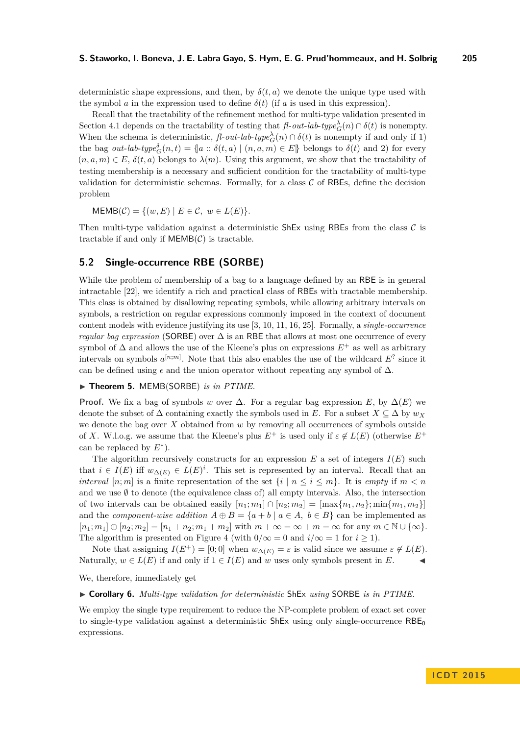deterministic shape expressions, and then, by $\delta(t,a)$ we denote the unique type used with the symbol $a$ in the expression used to define $\delta(t)$ (if $a$ is used in this expression).

Recall that the tractability of the refinement method for multi-type validation presented in Section 4.1 depends on the tractability of testing that $\mathit{fl\text{-}out\text{-}lab\text{-}type}_G^{\lambda}(n) \cap \delta(t)$ is nonempty. When the schema is deterministic, $\mathit{fl\text{-}out\text{-}lab\text{-}type}_G^{\lambda}(n) \cap \delta(t)$ is nonempty if and only if 1) the bag $\mathit{out\text{-}lab\text{-}type}_G^{\delta}(n,t) = \{\!|a :: \delta(t,a) \mid (n,a,m) \in E|\!\}$ belongs to $\delta(t)$ and 2) for every $(n,a,m) \in E$, $\delta(t,a)$ belongs to $\lambda(m)$. Using this argument, we show that the tractability of testing membership is a necessary and sufficient condition for the tractability of multi-type validation for deterministic schemas. Formally, for a class $\mathcal{C}$ of RBEs, define the decision problem

$$\mathsf{MEMB}(\mathcal{C}) = \{(w,E) \mid E \in \mathcal{C},\ w \in L(E)\}.$$

Then multi-type validation against a deterministic ShEx using RBEs from the class $\mathcal{C}$ is tractable if and only if $\mathsf{MEMB}(\mathcal{C})$ is tractable.

## 5.2 Single-occurrence RBE (SORBE)

While the problem of membership of a bag to a language defined by an RBE is in general intractable [22], we identify a rich and practical class of RBEs with tractable membership. This class is obtained by disallowing repeating symbols, while allowing arbitrary intervals on symbols, a restriction on regular expressions commonly imposed in the context of document content models with evidence justifying its use [3, 10, 11, 16, 25]. Formally, a *single-occurrence regular bag expression* (SORBE) over $\Delta$ is an RBE that allows at most one occurrence of every symbol of $\Delta$ and allows the use of the Kleene's plus on expressions $E^+$ as well as arbitrary intervals on symbols $a^{[n;m]}$. Note that this also enables the use of the wildcard $E^?$ since it can be defined using $\epsilon$ and the union operator without repeating any symbol of $\Delta$.

▶ **Theorem 5.** MEMB(SORBE) *is in PTIME.*

**Proof.** We fix a bag of symbols $w$ over $\Delta$. For a regular bag expression $E$, by $\Delta(E)$ we denote the subset of $\Delta$ containing exactly the symbols used in $E$. For a subset $X \subseteq \Delta$ by $w_X$ we denote the bag over $X$ obtained from $w$ by removing all occurrences of symbols outside of $X$. W.l.o.g. we assume that the Kleene's plus $E^+$ is used only if $\varepsilon \notin L(E)$ (otherwise $E^+$ can be replaced by $E^*$).

The algorithm recursively constructs for an expression $E$ a set of integers $I(E)$ such that $i \in I(E)$ iff $w_{\Delta(E)} \in L(E)^i$. This set is represented by an interval. Recall that an *interval* $[n;m]$ is a finite representation of the set $\{i \mid n \leq i \leq m\}$. It is *empty* if $m < n$ and we use $\emptyset$ to denote (the equivalence class of) all empty intervals. Also, the intersection of two intervals can be obtained easily $[n_1;m_1] \cap [n_2;m_2] = [\max\{n_1,n_2\};\min\{m_1,m_2\}]$ and the *component-wise addition* $A \oplus B = \{a+b \mid a \in A,\ b \in B\}$ can be implemented as $[n_1;m_1] \oplus [n_2;m_2] = [n_1+n_2;m_1+m_2]$ with $m+\infty = \infty + m = \infty$ for any $m \in \mathbb{N} \cup \{\infty\}$. The algorithm is presented on Figure 4 (with $0/\infty = 0$ and $i/\infty = 1$ for $i \geq 1$).

Note that assigning $I(E^+) = [0;0]$ when $w_{\Delta(E)} = \varepsilon$ is valid since we assume $\varepsilon \notin L(E)$. Naturally, $w \in L(E)$ if and only if $1 \in I(E)$ and $w$ uses only symbols present in $E$. ◀

We, therefore, immediately get

▶ **Corollary 6.** *Multi-type validation for deterministic* ShEx *using* SORBE *is in PTIME.*

We employ the single type requirement to reduce the NP-complete problem of exact set cover to single-type validation against a deterministic ShEx using only single-occurrence $\mathsf{RBE}_0$ expressions.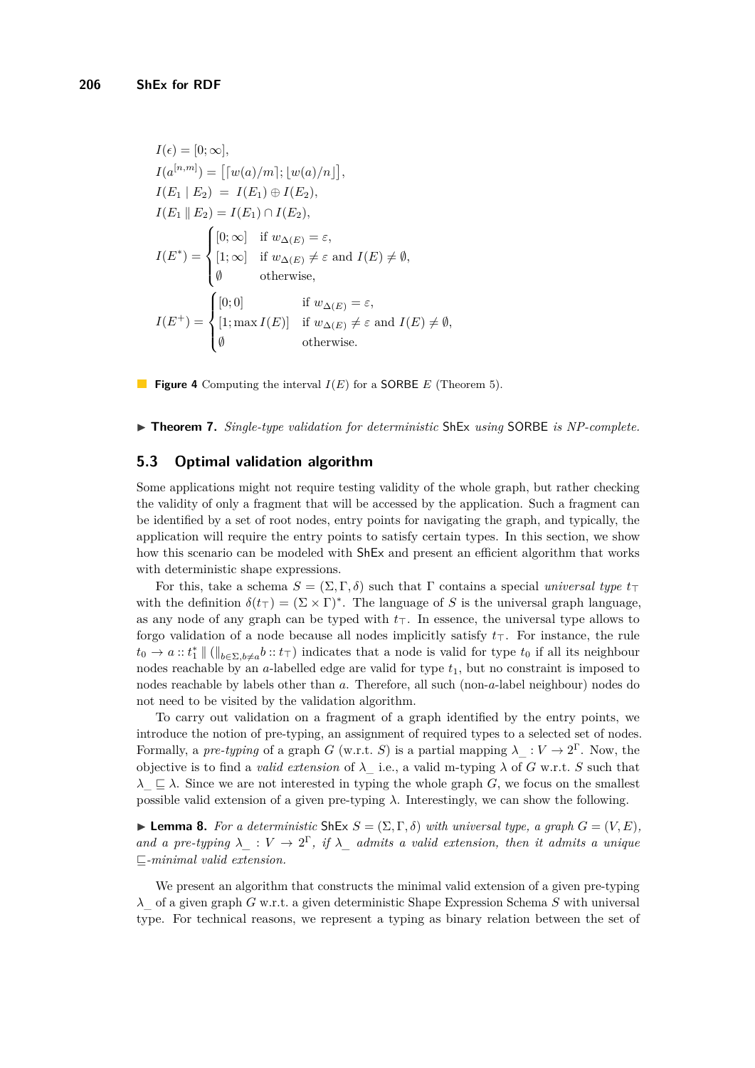$$
\begin{aligned}
&I(\epsilon) = [0;\infty],\\
&I(a^{[n,m]}) = \big[\lceil w(a)/m\rceil ; \lfloor w(a)/n\rfloor\big],\\
&I(E_1 \mid E_2) \;=\; I(E_1) \oplus I(E_2),\\
&I(E_1 \parallel E_2) = I(E_1) \cap I(E_2),\\
&I(E^*) = \begin{cases} [0;\infty] & \text{if } w_{\Delta(E)} = \varepsilon,\\ [1;\infty] & \text{if } w_{\Delta(E)} \neq \varepsilon \text{ and } I(E) \neq \emptyset,\\ \emptyset & \text{otherwise,}\end{cases}\\
&I(E^+) = \begin{cases} [0;0] & \text{if } w_{\Delta(E)} = \varepsilon,\\ [1;\max I(E)] & \text{if } w_{\Delta(E)} \neq \varepsilon \text{ and } I(E) \neq \emptyset,\\ \emptyset & \text{otherwise.}\end{cases}
\end{aligned}
$$

**Figure 4** Computing the interval $I(E)$ for a SORBE $E$ (Theorem 5).

▶ **Theorem 7.** *Single-type validation for deterministic* ShEx *using* SORBE *is NP-complete.*

## 5.3 Optimal validation algorithm

Some applications might not require testing validity of the whole graph, but rather checking the validity of only a fragment that will be accessed by the application. Such a fragment can be identified by a set of root nodes, entry points for navigating the graph, and typically, the application will require the entry points to satisfy certain types. In this section, we show how this scenario can be modeled with ShEx and present an efficient algorithm that works with deterministic shape expressions.

For this, take a schema $S = (\Sigma, \Gamma, \delta)$ such that $\Gamma$ contains a special *universal type* $t_\top$ with the definition $\delta(t_\top) = (\Sigma \times \Gamma)^*$. The language of $S$ is the universal graph language, as any node of any graph can be typed with $t_\top$. In essence, the universal type allows to forgo validation of a node because all nodes implicitly satisfy $t_\top$. For instance, the rule $t_0 \to a :: t_1^* \parallel (\|_{b\in\Sigma, b\neq a} b :: t_\top)$ indicates that a node is valid for type $t_0$ if all its neighbour nodes reachable by an $a$-labelled edge are valid for type $t_1$, but no constraint is imposed to nodes reachable by labels other than $a$. Therefore, all such (non-$a$-label neighbour) nodes do not need to be visited by the validation algorithm.

To carry out validation on a fragment of a graph identified by the entry points, we introduce the notion of pre-typing, an assignment of required types to a selected set of nodes. Formally, a *pre-typing* of a graph $G$ (w.r.t. $S$) is a partial mapping $\lambda\_ : V \to 2^\Gamma$. Now, the objective is to find a *valid extension* of $\lambda\_$ i.e., a valid m-typing $\lambda$ of $G$ w.r.t. $S$ such that $\lambda\_ \sqsubseteq \lambda$. Since we are not interested in typing the whole graph $G$, we focus on the smallest possible valid extension of a given pre-typing $\lambda$. Interestingly, we can show the following.

▶ **Lemma 8.** *For a deterministic* ShEx $S = (\Sigma, \Gamma, \delta)$ *with universal type, a graph* $G = (V, E)$*, and a pre-typing* $\lambda\_ : V \to 2^\Gamma$*, if* $\lambda\_$ *admits a valid extension, then it admits a unique* $\sqsubseteq$*-minimal valid extension.*

We present an algorithm that constructs the minimal valid extension of a given pre-typing $\lambda\_$ of a given graph $G$ w.r.t. a given deterministic Shape Expression Schema $S$ with universal type. For technical reasons, we represent a typing as binary relation between the set of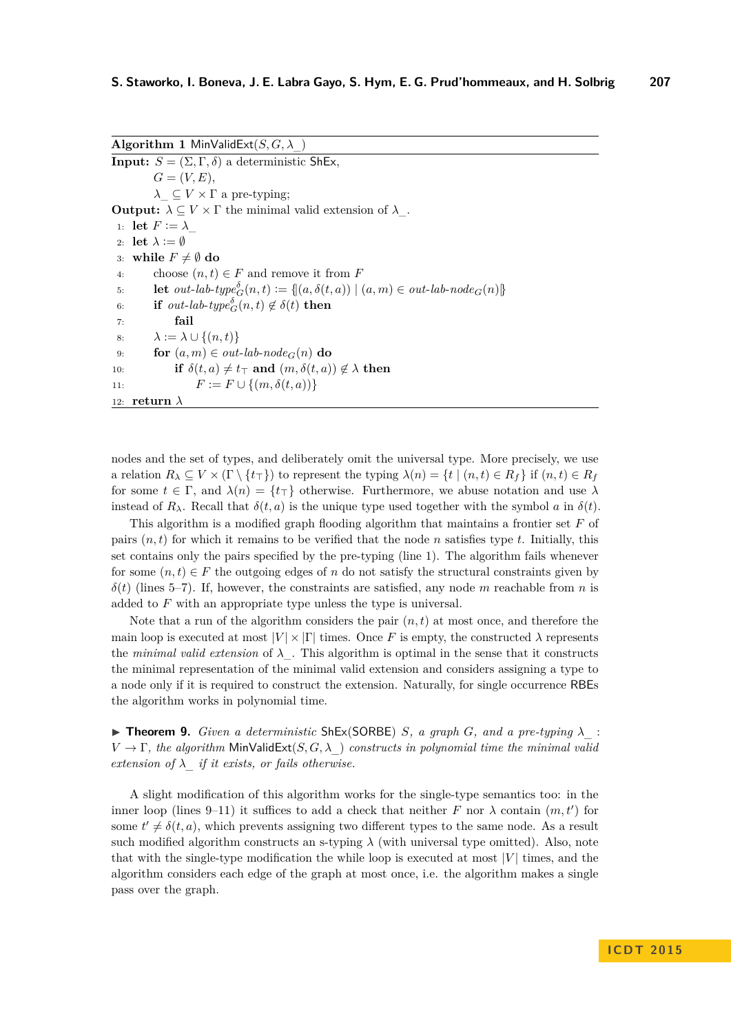**Algorithm 1** MinValidExt($S, G, \lambda\_$)

```
Input: S = (Σ, Γ, δ) a deterministic ShEx,
       G = (V, E),
       λ_ ⊆ V × Γ a pre-typing;
Output: λ ⊆ V × Γ the minimal valid extension of λ_.
 1: let F := λ_
 2: let λ := ∅
 3: while F ≠ ∅ do
 4:     choose (n, t) ∈ F and remove it from F
 5:     let out-lab-type^δ_G(n, t) := {|(a, δ(t, a)) | (a, m) ∈ out-lab-node_G(n)|}
 6:     if out-lab-type^δ_G(n, t) ∉ δ(t) then
 7:         fail
 8:     λ := λ ∪ {(n, t)}
 9:     for (a, m) ∈ out-lab-node_G(n) do
10:         if δ(t, a) ≠ t_⊤ and (m, δ(t, a)) ∉ λ then
11:             F := F ∪ {(m, δ(t, a))}
12: return λ
```

nodes and the set of types, and deliberately omit the universal type. More precisely, we use a relation $R_\lambda \subseteq V \times (\Gamma \setminus \{t_\top\})$ to represent the typing $\lambda(n) = \{t \mid (n, t) \in R_f\}$ if $(n, t) \in R_f$ for some $t \in \Gamma$, and $\lambda(n) = \{t_\top\}$ otherwise. Furthermore, we abuse notation and use $\lambda$ instead of $R_\lambda$. Recall that $\delta(t, a)$ is the unique type used together with the symbol $a$ in $\delta(t)$.

This algorithm is a modified graph flooding algorithm that maintains a frontier set $F$ of pairs $(n, t)$ for which it remains to be verified that the node $n$ satisfies type $t$. Initially, this set contains only the pairs specified by the pre-typing (line 1). The algorithm fails whenever for some $(n, t) \in F$ the outgoing edges of $n$ do not satisfy the structural constraints given by $\delta(t)$ (lines 5–7). If, however, the constraints are satisfied, any node $m$ reachable from $n$ is added to $F$ with an appropriate type unless the type is universal.

Note that a run of the algorithm considers the pair $(n, t)$ at most once, and therefore the main loop is executed at most $|V| \times |\Gamma|$ times. Once $F$ is empty, the constructed $\lambda$ represents the *minimal valid extension* of $\lambda\_$. This algorithm is optimal in the sense that it constructs the minimal representation of the minimal valid extension and considers assigning a type to a node only if it is required to construct the extension. Naturally, for single occurrence RBEs the algorithm works in polynomial time.

▶ **Theorem 9.** *Given a deterministic* ShEx(SORBE) *$S$, a graph $G$, and a pre-typing $\lambda\_ : V \to \Gamma$, the algorithm* MinValidExt($S, G, \lambda\_$) *constructs in polynomial time the minimal valid extension of $\lambda\_$ if it exists, or fails otherwise.*

A slight modification of this algorithm works for the single-type semantics too: in the inner loop (lines 9–11) it suffices to add a check that neither $F$ nor $\lambda$ contain $(m, t')$ for some $t' \neq \delta(t, a)$, which prevents assigning two different types to the same node. As a result such modified algorithm constructs an s-typing $\lambda$ (with universal type omitted). Also, note that with the single-type modification the while loop is executed at most $|V|$ times, and the algorithm considers each edge of the graph at most once, i.e. the algorithm makes a single pass over the graph.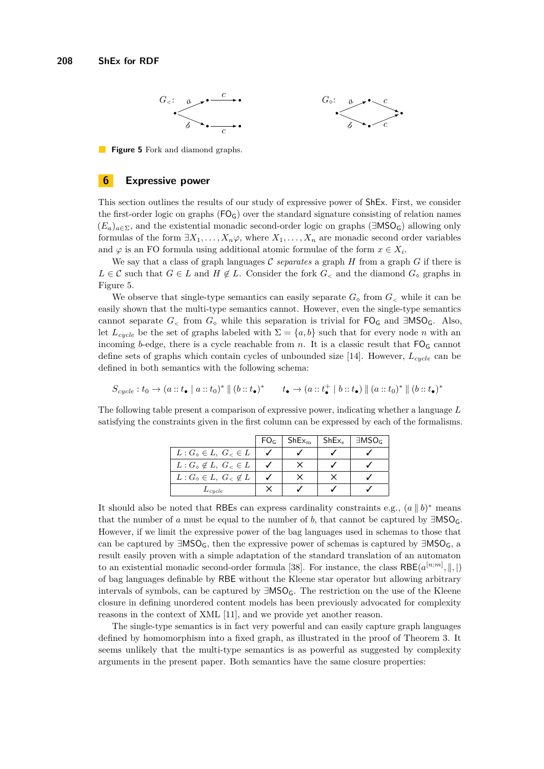**Figure 5** Fork and diamond graphs.

## 6 Expressive power

This section outlines the results of our study of expressive power of ShEx. First, we consider the first-order logic on graphs ($\mathsf{FO_G}$) over the standard signature consisting of relation names $(E_a)_{a\in\Sigma}$, and the existential monadic second-order logic on graphs ($\exists\mathsf{MSO_G}$) allowing only formulas of the form $\exists X_1,\dots,X_n\varphi$, where $X_1,\dots,X_n$ are monadic second order variables and $\varphi$ is an FO formula using additional atomic formulae of the form $x \in X_i$.

We say that a class of graph languages $\mathcal{C}$ *separates* a graph $H$ from a graph $G$ if there is $L \in \mathcal{C}$ such that $G \in L$ and $H \notin L$. Consider the fork $G_<$ and the diamond $G_\diamond$ graphs in Figure 5.

We observe that single-type semantics can easily separate $G_\diamond$ from $G_<$ while it can be easily shown that the multi-type semantics cannot. However, even the single-type semantics cannot separate $G_<$ from $G_\diamond$ while this separation is trivial for $\mathsf{FO_G}$ and $\exists\mathsf{MSO_G}$. Also, let $L_{cycle}$ be the set of graphs labeled with $\Sigma = \{a, b\}$ such that for every node $n$ with an incoming $b$-edge, there is a cycle reachable from $n$. It is a classic result that $\mathsf{FO_G}$ cannot define sets of graphs which contain cycles of unbounded size [14]. However, $L_{cycle}$ can be defined in both semantics with the following schema:

$$S_{cycle} : t_0 \to (a :: t_\bullet \mid a :: t_0)^* \parallel (b :: t_\bullet)^* \qquad t_\bullet \to (a :: t_\bullet^+ \mid b :: t_\bullet) \parallel (a :: t_0)^* \parallel (b :: t_\bullet)^*$$

The following table present a comparison of expressive power, indicating whether a language $L$ satisfying the constraints given in the first column can be expressed by each of the formalisms.

| | $\mathsf{FO_G}$ | $\mathsf{ShEx_m}$ | $\mathsf{ShEx_s}$ | $\exists\mathsf{MSO_G}$ |
|---|---|---|---|---|
| $L : G_\diamond \in L,\ G_< \in L$ | ✓ | ✓ | ✓ | ✓ |
| $L : G_\diamond \notin L,\ G_< \in L$ | ✓ | × | ✓ | ✓ |
| $L : G_\diamond \in L,\ G_< \notin L$ | ✓ | × | × | ✓ |
| $L_{cycle}$ | × | ✓ | ✓ | ✓ |

It should also be noted that RBEs can express cardinality constraints e.g., $(a \parallel b)^*$ means that the number of $a$ must be equal to the number of $b$, that cannot be captured by $\exists\mathsf{MSO_G}$. However, if we limit the expressive power of the bag languages used in schemas to those that can be captured by $\exists\mathsf{MSO_G}$, then the expressive power of schemas is captured by $\exists\mathsf{MSO_G}$, a result easily proven with a simple adaptation of the standard translation of an automaton to an existential monadic second-order formula [38]. For instance, the class $\mathsf{RBE}(a^{[n;m]}, \parallel, |)$ of bag languages definable by RBE without the Kleene star operator but allowing arbitrary intervals of symbols, can be captured by $\exists\mathsf{MSO_G}$. The restriction on the use of the Kleene closure in defining unordered content models has been previously advocated for complexity reasons in the context of XML [11], and we provide yet another reason.

The single-type semantics is in fact very powerful and can easily capture graph languages defined by homomorphism into a fixed graph, as illustrated in the proof of Theorem 3. It seems unlikely that the multi-type semantics is as powerful as suggested by complexity arguments in the present paper. Both semantics have the same closure properties: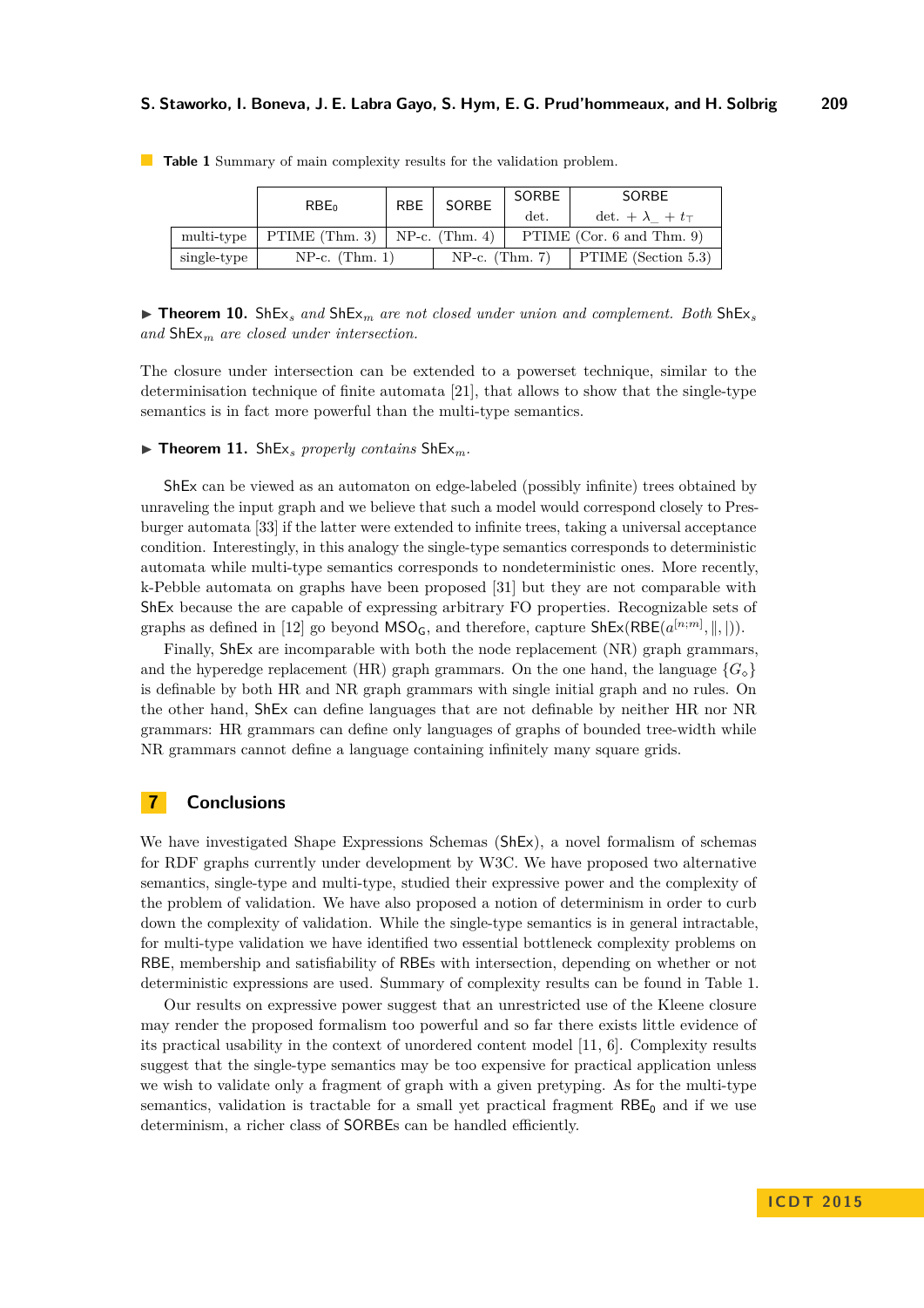**Table 1** Summary of main complexity results for the validation problem.

| | $\mathsf{RBE}_0$ | RBE | SORBE | SORBE det. | SORBE det. $+ \lambda\_ + t_\top$ |
|---|---|---|---|---|---|
| multi-type | PTIME (Thm. 3) | NP-c. (Thm. 4) | | PTIME (Cor. 6 and Thm. 9) | |
| single-type | NP-c. (Thm. 1) | | NP-c. (Thm. 7) | | PTIME (Section 5.3) |

▶ **Theorem 10.** *$\mathsf{ShEx}_s$ and $\mathsf{ShEx}_m$ are not closed under union and complement. Both $\mathsf{ShEx}_s$ and $\mathsf{ShEx}_m$ are closed under intersection.*

The closure under intersection can be extended to a powerset technique, similar to the determinisation technique of finite automata [21], that allows to show that the single-type semantics is in fact more powerful than the multi-type semantics.

▶ **Theorem 11.** *$\mathsf{ShEx}_s$ properly contains $\mathsf{ShEx}_m$.*

ShEx can be viewed as an automaton on edge-labeled (possibly infinite) trees obtained by unraveling the input graph and we believe that such a model would correspond closely to Presburger automata [33] if the latter were extended to infinite trees, taking a universal acceptance condition. Interestingly, in this analogy the single-type semantics corresponds to deterministic automata while multi-type semantics corresponds to nondeterministic ones. More recently, k-Pebble automata on graphs have been proposed [31] but they are not comparable with ShEx because the are capable of expressing arbitrary FO properties. Recognizable sets of graphs as defined in [12] go beyond $\mathsf{MSO}_\mathsf{G}$, and therefore, capture $\mathsf{ShEx}(\mathsf{RBE}(a^{[n;m]}, \|, |))$.

Finally, ShEx are incomparable with both the node replacement (NR) graph grammars, and the hyperedge replacement (HR) graph grammars. On the one hand, the language $\{G_\circ\}$ is definable by both HR and NR graph grammars with single initial graph and no rules. On the other hand, ShEx can define languages that are not definable by neither HR nor NR grammars: HR grammars can define only languages of graphs of bounded tree-width while NR grammars cannot define a language containing infinitely many square grids.

## 7 Conclusions

We have investigated Shape Expressions Schemas (ShEx), a novel formalism of schemas for RDF graphs currently under development by W3C. We have proposed two alternative semantics, single-type and multi-type, studied their expressive power and the complexity of the problem of validation. We have also proposed a notion of determinism in order to curb down the complexity of validation. While the single-type semantics is in general intractable, for multi-type validation we have identified two essential bottleneck complexity problems on RBE, membership and satisfiability of RBEs with intersection, depending on whether or not deterministic expressions are used. Summary of complexity results can be found in Table 1.

Our results on expressive power suggest that an unrestricted use of the Kleene closure may render the proposed formalism too powerful and so far there exists little evidence of its practical usability in the context of unordered content model [11, 6]. Complexity results suggest that the single-type semantics may be too expensive for practical application unless we wish to validate only a fragment of graph with a given pretyping. As for the multi-type semantics, validation is tractable for a small yet practical fragment $\mathsf{RBE}_0$ and if we use determinism, a richer class of SORBEs can be handled efficiently.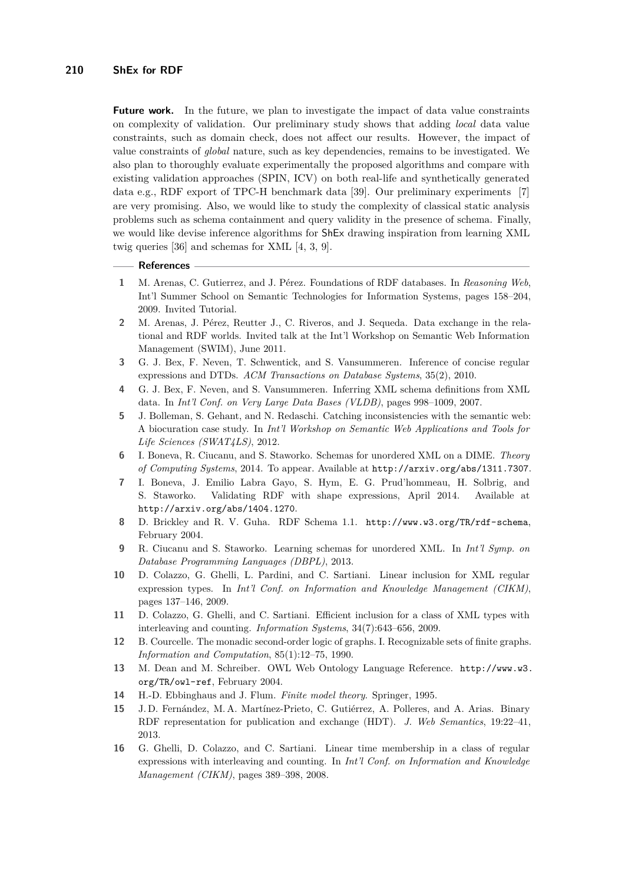**Future work.** In the future, we plan to investigate the impact of data value constraints on complexity of validation. Our preliminary study shows that adding *local* data value constraints, such as domain check, does not affect our results. However, the impact of value constraints of *global* nature, such as key dependencies, remains to be investigated. We also plan to thoroughly evaluate experimentally the proposed algorithms and compare with existing validation approaches (SPIN, ICV) on both real-life and synthetically generated data e.g., RDF export of TPC-H benchmark data [39]. Our preliminary experiments [7] are very promising. Also, we would like to study the complexity of classical static analysis problems such as schema containment and query validity in the presence of schema. Finally, we would like devise inference algorithms for ShEx drawing inspiration from learning XML twig queries [36] and schemas for XML [4, 3, 9].

## References

1. M. Arenas, C. Gutierrez, and J. Pérez. Foundations of RDF databases. In *Reasoning Web*, Int'l Summer School on Semantic Technologies for Information Systems, pages 158–204, 2009. Invited Tutorial.
2. M. Arenas, J. Pérez, Reutter J., C. Riveros, and J. Sequeda. Data exchange in the relational and RDF worlds. Invited talk at the Int'l Workshop on Semantic Web Information Management (SWIM), June 2011.
3. G. J. Bex, F. Neven, T. Schwentick, and S. Vansummeren. Inference of concise regular expressions and DTDs. *ACM Transactions on Database Systems*, 35(2), 2010.
4. G. J. Bex, F. Neven, and S. Vansummeren. Inferring XML schema definitions from XML data. In *Int'l Conf. on Very Large Data Bases (VLDB)*, pages 998–1009, 2007.
5. J. Bolleman, S. Gehant, and N. Redaschi. Catching inconsistencies with the semantic web: A biocuration case study. In *Int'l Workshop on Semantic Web Applications and Tools for Life Sciences (SWAT4LS)*, 2012.
6. I. Boneva, R. Ciucanu, and S. Staworko. Schemas for unordered XML on a DIME. *Theory of Computing Systems*, 2014. To appear. Available at http://arxiv.org/abs/1311.7307.
7. I. Boneva, J. Emilio Labra Gayo, S. Hym, E. G. Prud'hommeau, H. Solbrig, and S. Staworko. Validating RDF with shape expressions, April 2014. Available at http://arxiv.org/abs/1404.1270.
8. D. Brickley and R. V. Guha. RDF Schema 1.1. http://www.w3.org/TR/rdf-schema, February 2004.
9. R. Ciucanu and S. Staworko. Learning schemas for unordered XML. In *Int'l Symp. on Database Programming Languages (DBPL)*, 2013.
10. D. Colazzo, G. Ghelli, L. Pardini, and C. Sartiani. Linear inclusion for XML regular expression types. In *Int'l Conf. on Information and Knowledge Management (CIKM)*, pages 137–146, 2009.
11. D. Colazzo, G. Ghelli, and C. Sartiani. Efficient inclusion for a class of XML types with interleaving and counting. *Information Systems*, 34(7):643–656, 2009.
12. B. Courcelle. The monadic second-order logic of graphs. I. Recognizable sets of finite graphs. *Information and Computation*, 85(1):12–75, 1990.
13. M. Dean and M. Schreiber. OWL Web Ontology Language Reference. http://www.w3.org/TR/owl-ref, February 2004.
14. H.-D. Ebbinghaus and J. Flum. *Finite model theory*. Springer, 1995.
15. J. D. Fernández, M. A. Martínez-Prieto, C. Gutiérrez, A. Polleres, and A. Arias. Binary RDF representation for publication and exchange (HDT). *J. Web Semantics*, 19:22–41, 2013.
16. G. Ghelli, D. Colazzo, and C. Sartiani. Linear time membership in a class of regular expressions with interleaving and counting. In *Int'l Conf. on Information and Knowledge Management (CIKM)*, pages 389–398, 2008.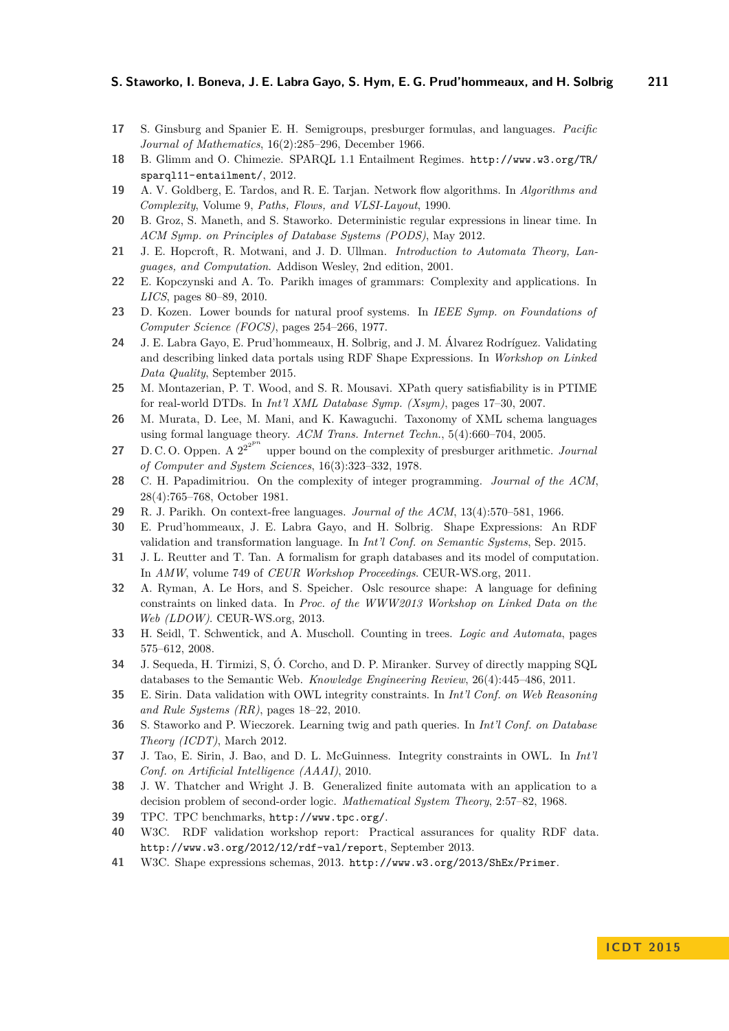17 S. Ginsburg and Spanier E. H. Semigroups, presburger formulas, and languages. *Pacific Journal of Mathematics*, 16(2):285–296, December 1966.

18 B. Glimm and O. Chimezie. SPARQL 1.1 Entailment Regimes. http://www.w3.org/TR/sparql11-entailment/, 2012.

19 A. V. Goldberg, E. Tardos, and R. E. Tarjan. Network flow algorithms. In *Algorithms and Complexity*, Volume 9, *Paths, Flows, and VLSI-Layout*, 1990.

20 B. Groz, S. Maneth, and S. Staworko. Deterministic regular expressions in linear time. In *ACM Symp. on Principles of Database Systems (PODS)*, May 2012.

21 J. E. Hopcroft, R. Motwani, and J. D. Ullman. *Introduction to Automata Theory, Languages, and Computation*. Addison Wesley, 2nd edition, 2001.

22 E. Kopczynski and A. To. Parikh images of grammars: Complexity and applications. In *LICS*, pages 80–89, 2010.

23 D. Kozen. Lower bounds for natural proof systems. In *IEEE Symp. on Foundations of Computer Science (FOCS)*, pages 254–266, 1977.

24 J. E. Labra Gayo, E. Prud'hommeaux, H. Solbrig, and J. M. Álvarez Rodríguez. Validating and describing linked data portals using RDF Shape Expressions. In *Workshop on Linked Data Quality*, September 2015.

25 M. Montazerian, P. T. Wood, and S. R. Mousavi. XPath query satisfiability is in PTIME for real-world DTDs. In *Int'l XML Database Symp. (Xsym)*, pages 17–30, 2007.

26 M. Murata, D. Lee, M. Mani, and K. Kawaguchi. Taxonomy of XML schema languages using formal language theory. *ACM Trans. Internet Techn.*, 5(4):660–704, 2005.

27 D. C. O. Oppen. A $2^{2^{2^{pn}}}$ upper bound on the complexity of presburger arithmetic. *Journal of Computer and System Sciences*, 16(3):323–332, 1978.

28 C. H. Papadimitriou. On the complexity of integer programming. *Journal of the ACM*, 28(4):765–768, October 1981.

29 R. J. Parikh. On context-free languages. *Journal of the ACM*, 13(4):570–581, 1966.

30 E. Prud'hommeaux, J. E. Labra Gayo, and H. Solbrig. Shape Expressions: An RDF validation and transformation language. In *Int'l Conf. on Semantic Systems*, Sep. 2015.

31 J. L. Reutter and T. Tan. A formalism for graph databases and its model of computation. In *AMW*, volume 749 of *CEUR Workshop Proceedings*. CEUR-WS.org, 2011.

32 A. Ryman, A. Le Hors, and S. Speicher. Oslc resource shape: A language for defining constraints on linked data. In *Proc. of the WWW2013 Workshop on Linked Data on the Web (LDOW)*. CEUR-WS.org, 2013.

33 H. Seidl, T. Schwentick, and A. Muscholl. Counting in trees. *Logic and Automata*, pages 575–612, 2008.

34 J. Sequeda, H. Tirmizi, S, Ó. Corcho, and D. P. Miranker. Survey of directly mapping SQL databases to the Semantic Web. *Knowledge Engineering Review*, 26(4):445–486, 2011.

35 E. Sirin. Data validation with OWL integrity constraints. In *Int'l Conf. on Web Reasoning and Rule Systems (RR)*, pages 18–22, 2010.

36 S. Staworko and P. Wieczorek. Learning twig and path queries. In *Int'l Conf. on Database Theory (ICDT)*, March 2012.

37 J. Tao, E. Sirin, J. Bao, and D. L. McGuinness. Integrity constraints in OWL. In *Int'l Conf. on Artificial Intelligence (AAAI)*, 2010.

38 J. W. Thatcher and Wright J. B. Generalized finite automata with an application to a decision problem of second-order logic. *Mathematical System Theory*, 2:57–82, 1968.

39 TPC. TPC benchmarks, http://www.tpc.org/.

40 W3C. RDF validation workshop report: Practical assurances for quality RDF data. http://www.w3.org/2012/12/rdf-val/report, September 2013.

41 W3C. Shape expressions schemas, 2013. http://www.w3.org/2013/ShEx/Primer.